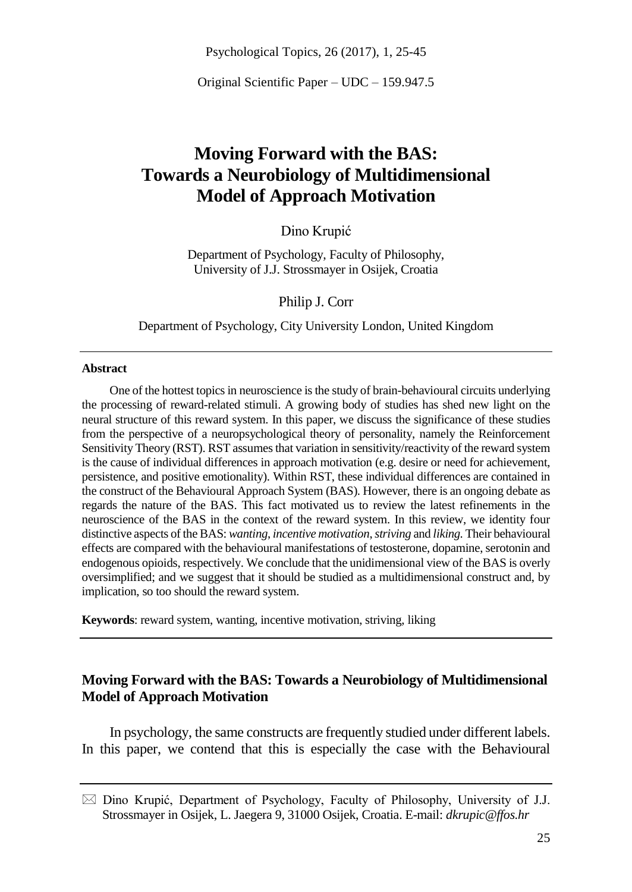Original Scientific Paper – UDC – 159.947.5

# Moving Forward with the BAS: Towards a Neurobiology of Multidimensional Model of Approach Motivation

Dino Krupić

Department of Psychology, Faculty of Philosophy, University of J.J. Strossmayer in Osijek, Croatia

Philip J. Corr

Department of Psychology, City University London, United Kingdom

**Abstract**

One of the hottest topics in neuroscience is the study of brain-behavioural circuits underlying the processing of reward-related stimuli. A growing body of studies has shed new light on the neural structure of this reward system. In this paper, we discuss the significance of these studies from the perspective of a neuropsychological theory of personality, namely the Reinforcement Sensitivity Theory (RST). RST assumes that variation in sensitivity/reactivity of the reward system is the cause of individual differences in approach motivation (e.g. desire or need for achievement, persistence, and positive emotionality). Within RST, these individual differences are contained in the construct of the Behavioural Approach System (BAS). However, there is an ongoing debate as regards the nature of the BAS. This fact motivated us to review the latest refinements in the neuroscience of the BAS in the context of the reward system. In this review, we identity four distinctive aspects of the BAS: *wanting*, *incentive motivation*, *striving* and *liking.* Their behavioural effects are compared with the behavioural manifestations of testosterone, dopamine, serotonin and endogenous opioids, respectively. We conclude that the unidimensional view of the BAS is overly oversimplified; and we suggest that it should be studied as a multidimensional construct and, by implication, so too should the reward system.

**Keywords**: reward system, wanting, incentive motivation, striving, liking

## Moving Forward with the BAS: Towards a Neurobiology of Multidimensional Model of Approach Motivation

In psychology, the same constructs are frequently studied under different labels. In this paper, we contend that this is especially the case with the Behavioural

✉ Dino Krupić, Department of Psychology, Faculty of Philosophy, University of J.J. Strossmayer in Osijek, L. Jaegera 9, 31000 Osijek, Croatia. E-mail: *dkrupic@ffos.hr*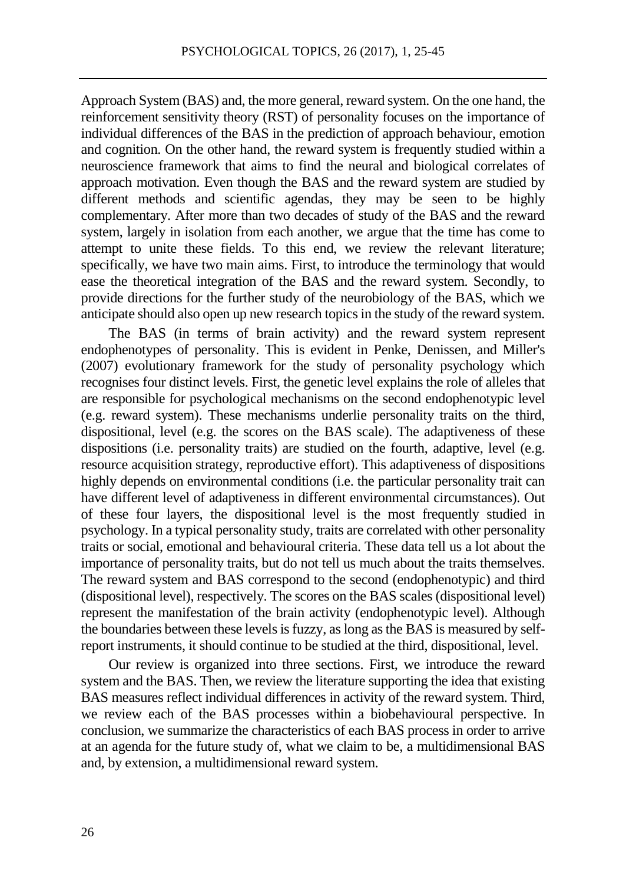Approach System (BAS) and, the more general, reward system. On the one hand, the reinforcement sensitivity theory (RST) of personality focuses on the importance of individual differences of the BAS in the prediction of approach behaviour, emotion and cognition. On the other hand, the reward system is frequently studied within a neuroscience framework that aims to find the neural and biological correlates of approach motivation. Even though the BAS and the reward system are studied by different methods and scientific agendas, they may be seen to be highly complementary. After more than two decades of study of the BAS and the reward system, largely in isolation from each another, we argue that the time has come to attempt to unite these fields. To this end, we review the relevant literature; specifically, we have two main aims. First, to introduce the terminology that would ease the theoretical integration of the BAS and the reward system. Secondly, to provide directions for the further study of the neurobiology of the BAS, which we anticipate should also open up new research topics in the study of the reward system.

The BAS (in terms of brain activity) and the reward system represent endophenotypes of personality. This is evident in Penke, Denissen, and Miller's (2007) evolutionary framework for the study of personality psychology which recognises four distinct levels. First, the genetic level explains the role of alleles that are responsible for psychological mechanisms on the second endophenotypic level (e.g. reward system). These mechanisms underlie personality traits on the third, dispositional, level (e.g. the scores on the BAS scale). The adaptiveness of these dispositions (i.e. personality traits) are studied on the fourth, adaptive, level (e.g. resource acquisition strategy, reproductive effort). This adaptiveness of dispositions highly depends on environmental conditions (i.e. the particular personality trait can have different level of adaptiveness in different environmental circumstances). Out of these four layers, the dispositional level is the most frequently studied in psychology. In a typical personality study, traits are correlated with other personality traits or social, emotional and behavioural criteria. These data tell us a lot about the importance of personality traits, but do not tell us much about the traits themselves. The reward system and BAS correspond to the second (endophenotypic) and third (dispositional level), respectively. The scores on the BAS scales (dispositional level) represent the manifestation of the brain activity (endophenotypic level). Although the boundaries between these levels is fuzzy, as long as the BAS is measured by self-report instruments, it should continue to be studied at the third, dispositional, level.

Our review is organized into three sections. First, we introduce the reward system and the BAS. Then, we review the literature supporting the idea that existing BAS measures reflect individual differences in activity of the reward system. Third, we review each of the BAS processes within a biobehavioural perspective. In conclusion, we summarize the characteristics of each BAS process in order to arrive at an agenda for the future study of, what we claim to be, a multidimensional BAS and, by extension, a multidimensional reward system.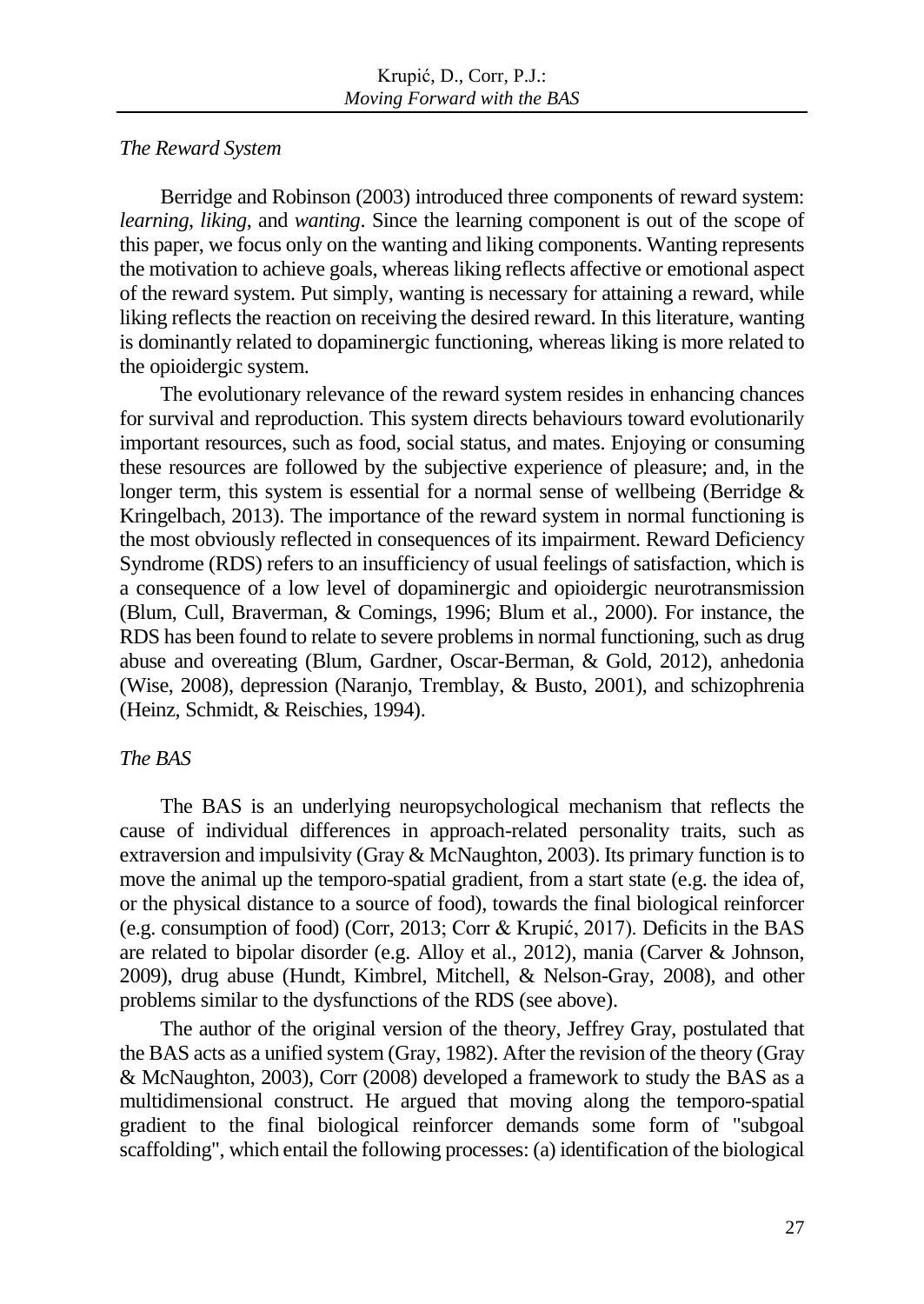*The Reward System*

Berridge and Robinson (2003) introduced three components of reward system: *learning*, *liking*, and *wanting*. Since the learning component is out of the scope of this paper, we focus only on the wanting and liking components. Wanting represents the motivation to achieve goals, whereas liking reflects affective or emotional aspect of the reward system. Put simply, wanting is necessary for attaining a reward, while liking reflects the reaction on receiving the desired reward. In this literature, wanting is dominantly related to dopaminergic functioning, whereas liking is more related to the opioidergic system.

The evolutionary relevance of the reward system resides in enhancing chances for survival and reproduction. This system directs behaviours toward evolutionarily important resources, such as food, social status, and mates. Enjoying or consuming these resources are followed by the subjective experience of pleasure; and, in the longer term, this system is essential for a normal sense of wellbeing (Berridge & Kringelbach, 2013). The importance of the reward system in normal functioning is the most obviously reflected in consequences of its impairment. Reward Deficiency Syndrome (RDS) refers to an insufficiency of usual feelings of satisfaction, which is a consequence of a low level of dopaminergic and opioidergic neurotransmission (Blum, Cull, Braverman, & Comings, 1996; Blum et al., 2000). For instance, the RDS has been found to relate to severe problems in normal functioning, such as drug abuse and overeating (Blum, Gardner, Oscar-Berman, & Gold, 2012), anhedonia (Wise, 2008), depression (Naranjo, Tremblay, & Busto, 2001), and schizophrenia (Heinz, Schmidt, & Reischies, 1994).

*The BAS*

The BAS is an underlying neuropsychological mechanism that reflects the cause of individual differences in approach-related personality traits, such as extraversion and impulsivity (Gray & McNaughton, 2003). Its primary function is to move the animal up the temporo-spatial gradient, from a start state (e.g. the idea of, or the physical distance to a source of food), towards the final biological reinforcer (e.g. consumption of food) (Corr, 2013; Corr & Krupić, 2017). Deficits in the BAS are related to bipolar disorder (e.g. Alloy et al., 2012), mania (Carver & Johnson, 2009), drug abuse (Hundt, Kimbrel, Mitchell, & Nelson-Gray, 2008), and other problems similar to the dysfunctions of the RDS (see above).

The author of the original version of the theory, Jeffrey Gray, postulated that the BAS acts as a unified system (Gray, 1982). After the revision of the theory (Gray & McNaughton, 2003), Corr (2008) developed a framework to study the BAS as a multidimensional construct. He argued that moving along the temporo-spatial gradient to the final biological reinforcer demands some form of "subgoal scaffolding", which entail the following processes: (a) identification of the biological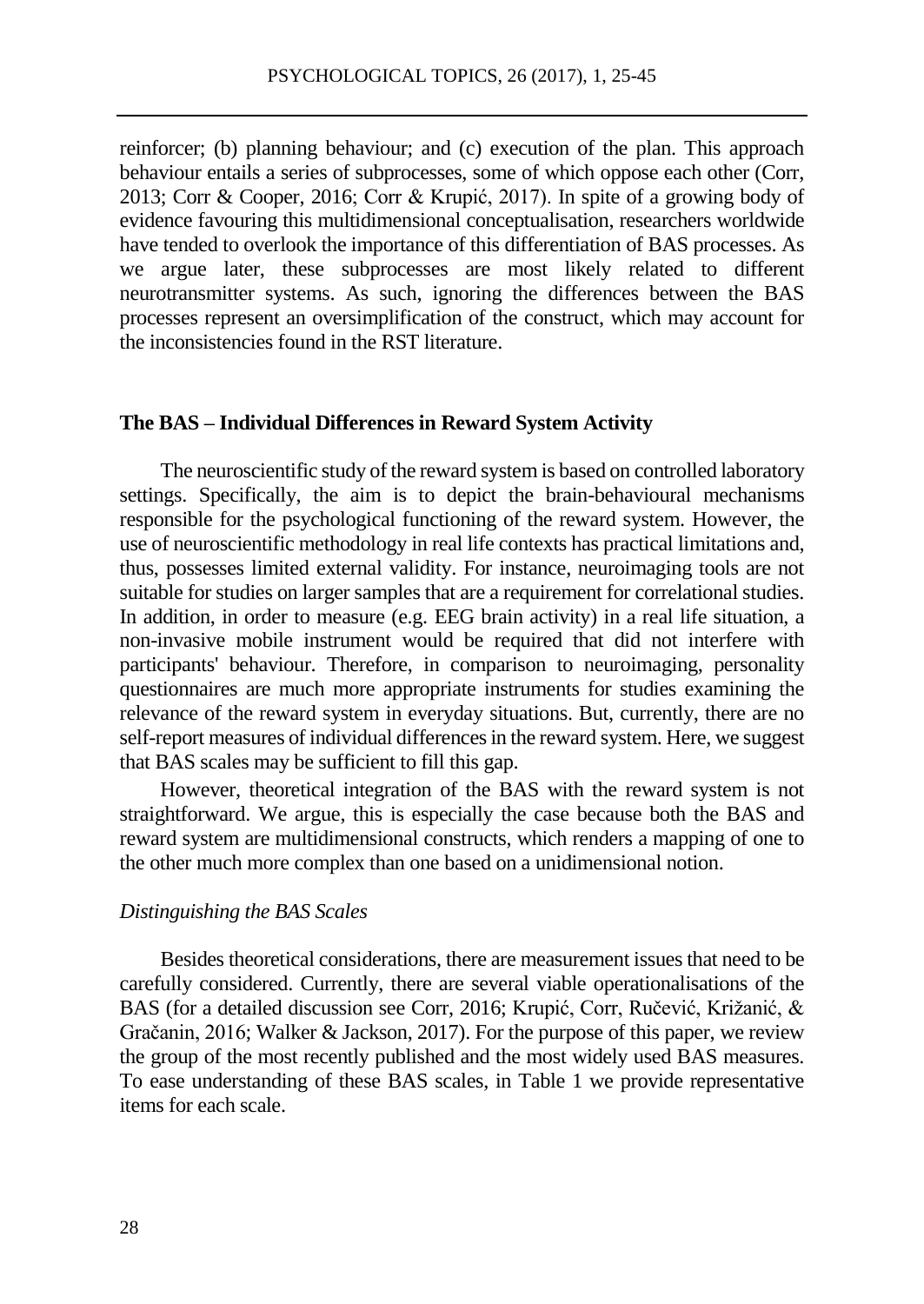reinforcer; (b) planning behaviour; and (c) execution of the plan. This approach behaviour entails a series of subprocesses, some of which oppose each other (Corr, 2013; Corr & Cooper, 2016; Corr & Krupić, 2017). In spite of a growing body of evidence favouring this multidimensional conceptualisation, researchers worldwide have tended to overlook the importance of this differentiation of BAS processes. As we argue later, these subprocesses are most likely related to different neurotransmitter systems. As such, ignoring the differences between the BAS processes represent an oversimplification of the construct, which may account for the inconsistencies found in the RST literature.

## The BAS – Individual Differences in Reward System Activity

The neuroscientific study of the reward system is based on controlled laboratory settings. Specifically, the aim is to depict the brain-behavioural mechanisms responsible for the psychological functioning of the reward system. However, the use of neuroscientific methodology in real life contexts has practical limitations and, thus, possesses limited external validity. For instance, neuroimaging tools are not suitable for studies on larger samples that are a requirement for correlational studies. In addition, in order to measure (e.g. EEG brain activity) in a real life situation, a non-invasive mobile instrument would be required that did not interfere with participants' behaviour. Therefore, in comparison to neuroimaging, personality questionnaires are much more appropriate instruments for studies examining the relevance of the reward system in everyday situations. But, currently, there are no self-report measures of individual differences in the reward system. Here, we suggest that BAS scales may be sufficient to fill this gap.

However, theoretical integration of the BAS with the reward system is not straightforward. We argue, this is especially the case because both the BAS and reward system are multidimensional constructs, which renders a mapping of one to the other much more complex than one based on a unidimensional notion.

### *Distinguishing the BAS Scales*

Besides theoretical considerations, there are measurement issues that need to be carefully considered. Currently, there are several viable operationalisations of the BAS (for a detailed discussion see Corr, 2016; Krupić, Corr, Ručević, Križanić, & Gračanin, 2016; Walker & Jackson, 2017). For the purpose of this paper, we review the group of the most recently published and the most widely used BAS measures. To ease understanding of these BAS scales, in Table 1 we provide representative items for each scale.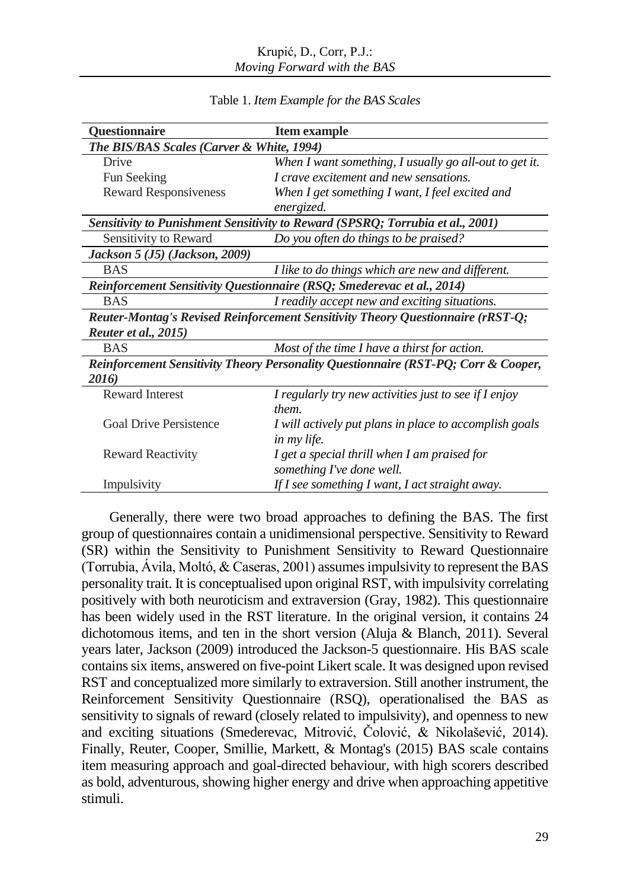Table 1. *Item Example for the BAS Scales*

| Questionnaire | Item example |
|---|---|
| ***The BIS/BAS Scales (Carver & White, 1994)*** | |
| Drive | *When I want something, I usually go all-out to get it.* |
| Fun Seeking | *I crave excitement and new sensations.* |
| Reward Responsiveness | *When I get something I want, I feel excited and energized.* |
| ***Sensitivity to Punishment Sensitivity to Reward (SPSRQ; Torrubia et al., 2001)*** | |
| Sensitivity to Reward | *Do you often do things to be praised?* |
| ***Jackson 5 (J5) (Jackson, 2009)*** | |
| BAS | *I like to do things which are new and different.* |
| ***Reinforcement Sensitivity Questionnaire (RSQ; Smederevac et al., 2014)*** | |
| BAS | *I readily accept new and exciting situations.* |
| ***Reuter-Montag's Revised Reinforcement Sensitivity Theory Questionnaire (rRST-Q; Reuter et al., 2015)*** | |
| BAS | *Most of the time I have a thirst for action.* |
| ***Reinforcement Sensitivity Theory Personality Questionnaire (RST-PQ; Corr & Cooper, 2016)*** | |
| Reward Interest | *I regularly try new activities just to see if I enjoy them.* |
| Goal Drive Persistence | *I will actively put plans in place to accomplish goals in my life.* |
| Reward Reactivity | *I get a special thrill when I am praised for something I've done well.* |
| Impulsivity | *If I see something I want, I act straight away.* |

Generally, there were two broad approaches to defining the BAS. The first group of questionnaires contain a unidimensional perspective. Sensitivity to Reward (SR) within the Sensitivity to Punishment Sensitivity to Reward Questionnaire (Torrubia, Ávila, Moltó, & Caseras, 2001) assumes impulsivity to represent the BAS personality trait. It is conceptualised upon original RST, with impulsivity correlating positively with both neuroticism and extraversion (Gray, 1982). This questionnaire has been widely used in the RST literature. In the original version, it contains 24 dichotomous items, and ten in the short version (Aluja & Blanch, 2011). Several years later, Jackson (2009) introduced the Jackson-5 questionnaire. His BAS scale contains six items, answered on five-point Likert scale. It was designed upon revised RST and conceptualized more similarly to extraversion. Still another instrument, the Reinforcement Sensitivity Questionnaire (RSQ), operationalised the BAS as sensitivity to signals of reward (closely related to impulsivity), and openness to new and exciting situations (Smederevac, Mitrović, Čolović, & Nikolašević, 2014). Finally, Reuter, Cooper, Smillie, Markett, & Montag's (2015) BAS scale contains item measuring approach and goal-directed behaviour, with high scorers described as bold, adventurous, showing higher energy and drive when approaching appetitive stimuli.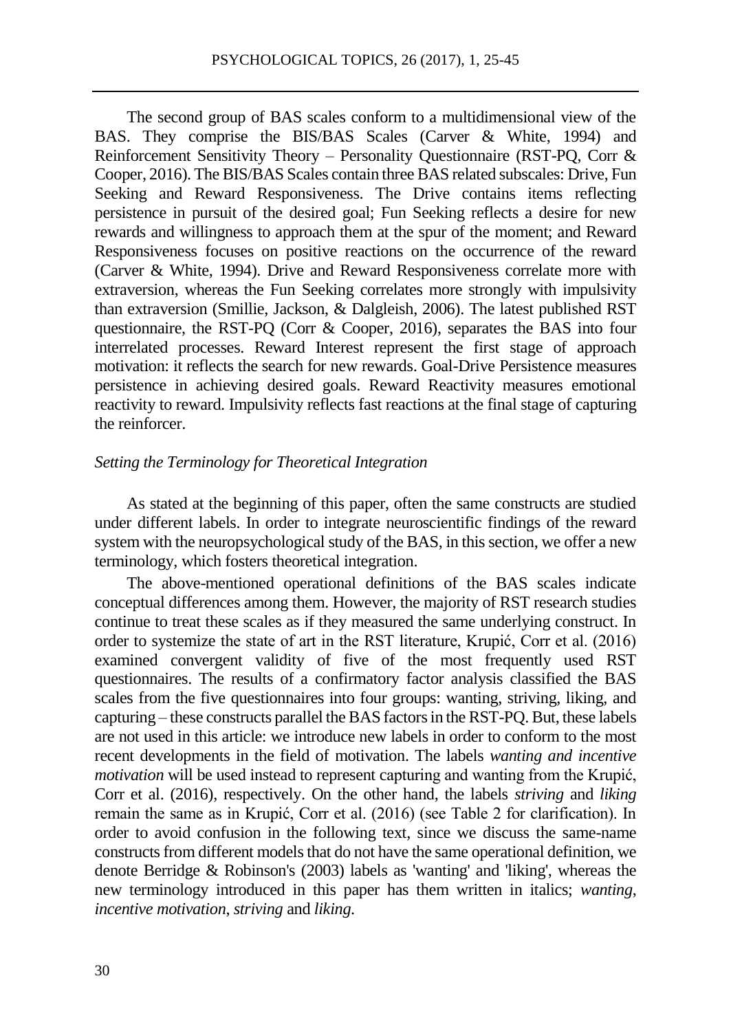The second group of BAS scales conform to a multidimensional view of the BAS. They comprise the BIS/BAS Scales (Carver & White, 1994) and Reinforcement Sensitivity Theory – Personality Questionnaire (RST-PQ, Corr & Cooper, 2016). The BIS/BAS Scales contain three BAS related subscales: Drive, Fun Seeking and Reward Responsiveness. The Drive contains items reflecting persistence in pursuit of the desired goal; Fun Seeking reflects a desire for new rewards and willingness to approach them at the spur of the moment; and Reward Responsiveness focuses on positive reactions on the occurrence of the reward (Carver & White, 1994). Drive and Reward Responsiveness correlate more with extraversion, whereas the Fun Seeking correlates more strongly with impulsivity than extraversion (Smillie, Jackson, & Dalgleish, 2006). The latest published RST questionnaire, the RST-PQ (Corr & Cooper, 2016), separates the BAS into four interrelated processes. Reward Interest represent the first stage of approach motivation: it reflects the search for new rewards. Goal-Drive Persistence measures persistence in achieving desired goals. Reward Reactivity measures emotional reactivity to reward. Impulsivity reflects fast reactions at the final stage of capturing the reinforcer.

### *Setting the Terminology for Theoretical Integration*

As stated at the beginning of this paper, often the same constructs are studied under different labels. In order to integrate neuroscientific findings of the reward system with the neuropsychological study of the BAS, in this section, we offer a new terminology, which fosters theoretical integration.

The above-mentioned operational definitions of the BAS scales indicate conceptual differences among them. However, the majority of RST research studies continue to treat these scales as if they measured the same underlying construct. In order to systemize the state of art in the RST literature, Krupić, Corr et al. (2016) examined convergent validity of five of the most frequently used RST questionnaires. The results of a confirmatory factor analysis classified the BAS scales from the five questionnaires into four groups: wanting, striving, liking, and capturing – these constructs parallel the BAS factors in the RST-PQ. But, these labels are not used in this article: we introduce new labels in order to conform to the most recent developments in the field of motivation. The labels *wanting and incentive motivation* will be used instead to represent capturing and wanting from the Krupić, Corr et al. (2016), respectively. On the other hand, the labels *striving* and *liking* remain the same as in Krupić, Corr et al. (2016) (see Table 2 for clarification). In order to avoid confusion in the following text, since we discuss the same-name constructs from different models that do not have the same operational definition, we denote Berridge & Robinson's (2003) labels as 'wanting' and 'liking', whereas the new terminology introduced in this paper has them written in italics; *wanting*, *incentive motivation*, *striving* and *liking*.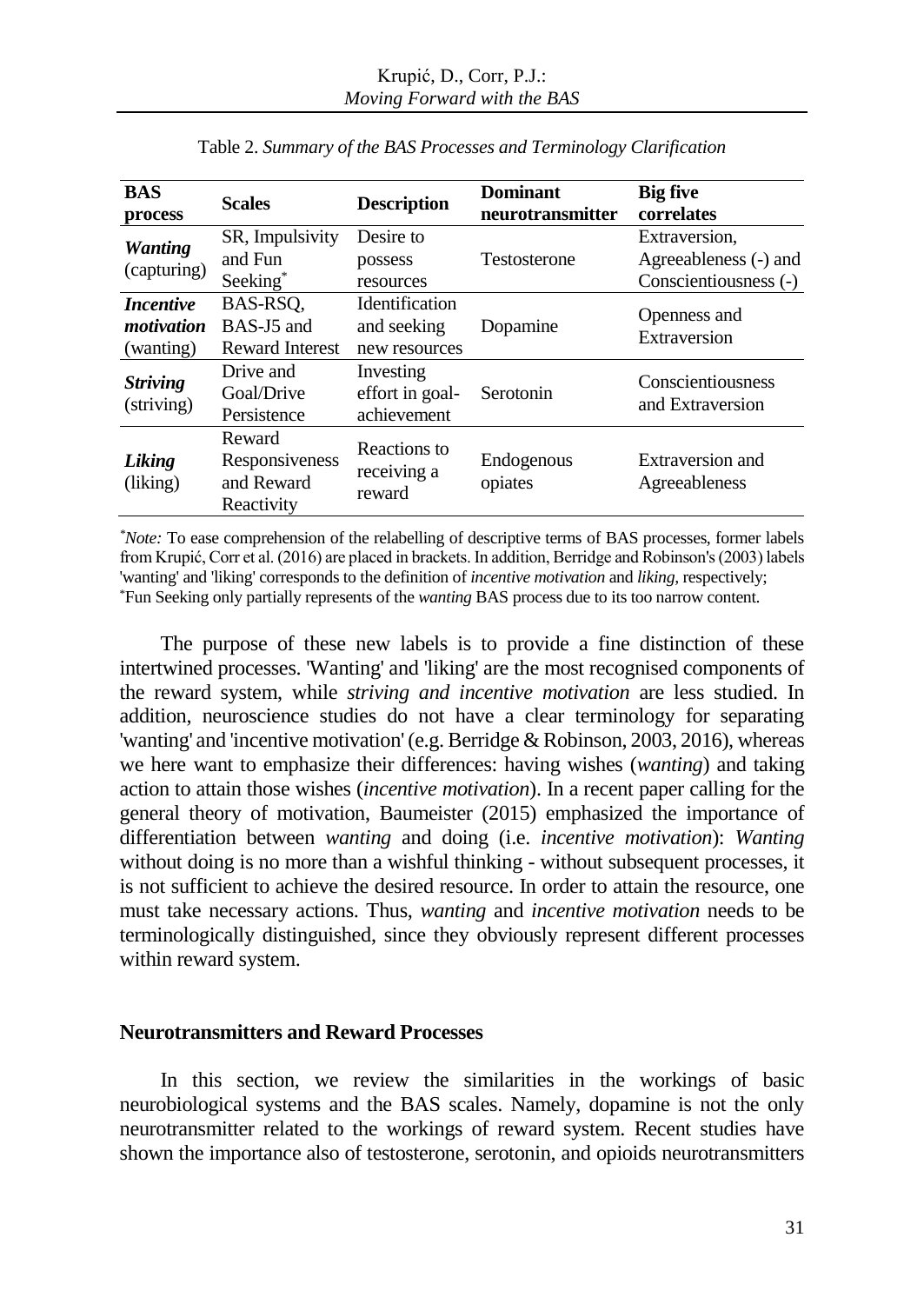Table 2. *Summary of the BAS Processes and Terminology Clarification*

| BAS process | Scales | Description | Dominant neurotransmitter | Big five correlates |
|---|---|---|---|---|
| ***Wanting*** (capturing) | SR, Impulsivity and Fun Seeking[*] | Desire to possess resources | Testosterone | Extraversion, Agreeableness (-) and Conscientiousness (-) |
| ***Incentive motivation*** (wanting) | BAS-RSQ, BAS-J5 and Reward Interest | Identification and seeking new resources | Dopamine | Openness and Extraversion |
| ***Striving*** (striving) | Drive and Goal/Drive Persistence | Investing effort in goal-achievement | Serotonin | Conscientiousness and Extraversion |
| ***Liking*** (liking) | Reward Responsiveness and Reward Reactivity | Reactions to receiving a reward | Endogenous opiates | Extraversion and Agreeableness |

[*]*Note:* To ease comprehension of the relabelling of descriptive terms of BAS processes, former labels from Krupić, Corr et al. (2016) are placed in brackets. In addition, Berridge and Robinson's (2003) labels 'wanting' and 'liking' corresponds to the definition of *incentive motivation* and *liking*, respectively;
[*]Fun Seeking only partially represents of the *wanting* BAS process due to its too narrow content.

The purpose of these new labels is to provide a fine distinction of these intertwined processes. 'Wanting' and 'liking' are the most recognised components of the reward system, while *striving and incentive motivation* are less studied. In addition, neuroscience studies do not have a clear terminology for separating 'wanting' and 'incentive motivation' (e.g. Berridge & Robinson, 2003, 2016), whereas we here want to emphasize their differences: having wishes (*wanting*) and taking action to attain those wishes (*incentive motivation*). In a recent paper calling for the general theory of motivation, Baumeister (2015) emphasized the importance of differentiation between *wanting* and doing (i.e. *incentive motivation*): *Wanting* without doing is no more than a wishful thinking - without subsequent processes, it is not sufficient to achieve the desired resource. In order to attain the resource, one must take necessary actions. Thus, *wanting* and *incentive motivation* needs to be terminologically distinguished, since they obviously represent different processes within reward system.

## Neurotransmitters and Reward Processes

In this section, we review the similarities in the workings of basic neurobiological systems and the BAS scales. Namely, dopamine is not the only neurotransmitter related to the workings of reward system. Recent studies have shown the importance also of testosterone, serotonin, and opioids neurotransmitters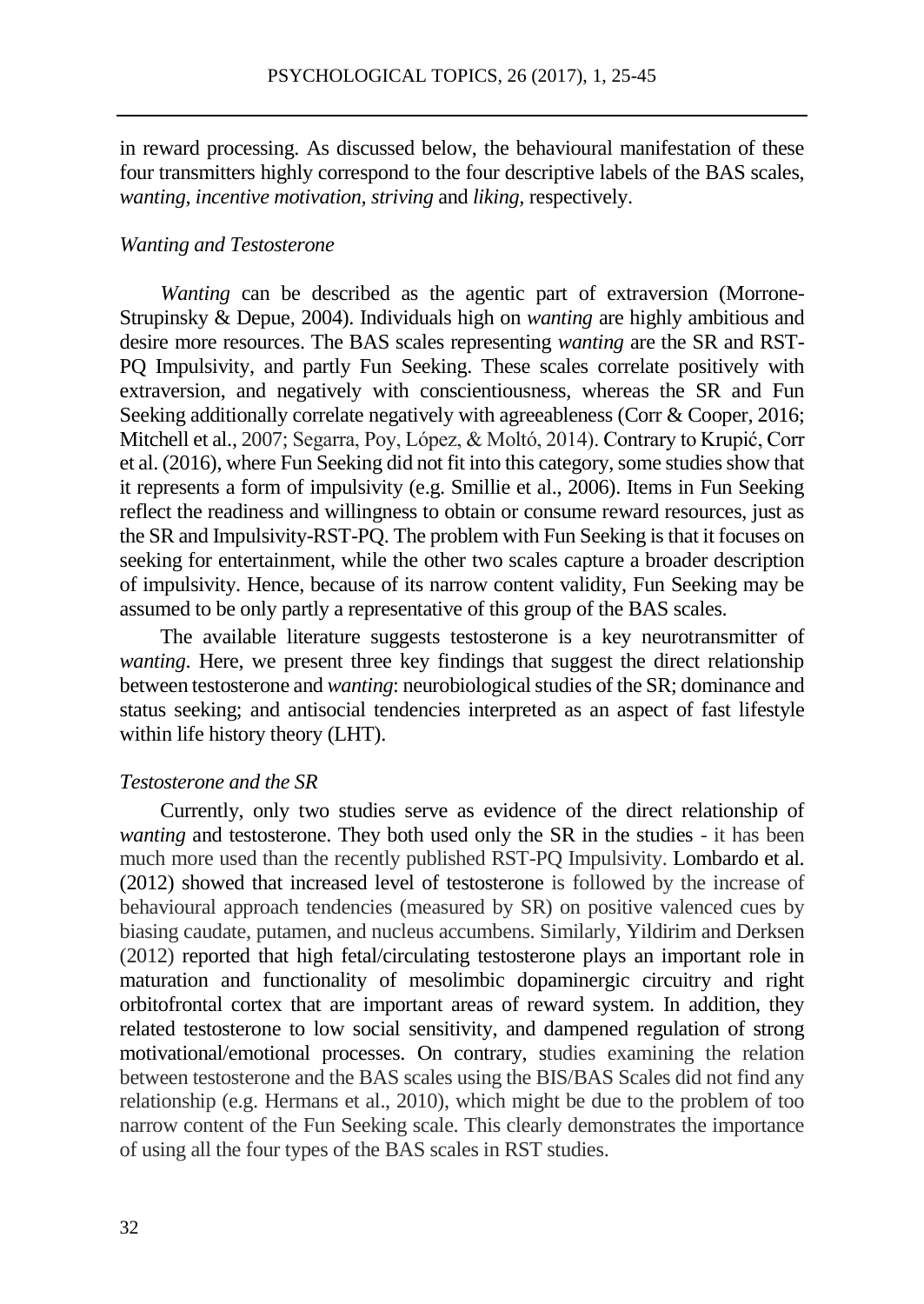in reward processing. As discussed below, the behavioural manifestation of these four transmitters highly correspond to the four descriptive labels of the BAS scales, *wanting*, *incentive motivation*, *striving* and *liking*, respectively.

*Wanting and Testosterone*

*Wanting* can be described as the agentic part of extraversion (Morrone-Strupinsky & Depue, 2004). Individuals high on *wanting* are highly ambitious and desire more resources. The BAS scales representing *wanting* are the SR and RST-PQ Impulsivity, and partly Fun Seeking. These scales correlate positively with extraversion, and negatively with conscientiousness, whereas the SR and Fun Seeking additionally correlate negatively with agreeableness (Corr & Cooper, 2016; Mitchell et al., 2007; Segarra, Poy, López, & Moltó, 2014). Contrary to Krupić, Corr et al. (2016), where Fun Seeking did not fit into this category, some studies show that it represents a form of impulsivity (e.g. Smillie et al., 2006). Items in Fun Seeking reflect the readiness and willingness to obtain or consume reward resources, just as the SR and Impulsivity-RST-PQ. The problem with Fun Seeking is that it focuses on seeking for entertainment, while the other two scales capture a broader description of impulsivity. Hence, because of its narrow content validity, Fun Seeking may be assumed to be only partly a representative of this group of the BAS scales.

The available literature suggests testosterone is a key neurotransmitter of *wanting*. Here, we present three key findings that suggest the direct relationship between testosterone and *wanting*: neurobiological studies of the SR; dominance and status seeking; and antisocial tendencies interpreted as an aspect of fast lifestyle within life history theory (LHT).

*Testosterone and the SR*

Currently, only two studies serve as evidence of the direct relationship of *wanting* and testosterone. They both used only the SR in the studies - it has been much more used than the recently published RST-PQ Impulsivity. Lombardo et al. (2012) showed that increased level of testosterone is followed by the increase of behavioural approach tendencies (measured by SR) on positive valenced cues by biasing caudate, putamen, and nucleus accumbens. Similarly, Yildirim and Derksen (2012) reported that high fetal/circulating testosterone plays an important role in maturation and functionality of mesolimbic dopaminergic circuitry and right orbitofrontal cortex that are important areas of reward system. In addition, they related testosterone to low social sensitivity, and dampened regulation of strong motivational/emotional processes. On contrary, studies examining the relation between testosterone and the BAS scales using the BIS/BAS Scales did not find any relationship (e.g. Hermans et al., 2010), which might be due to the problem of too narrow content of the Fun Seeking scale. This clearly demonstrates the importance of using all the four types of the BAS scales in RST studies.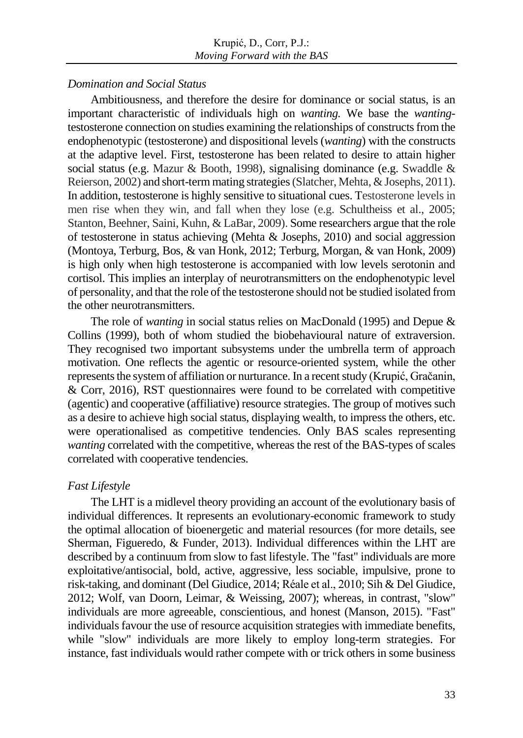### *Domination and Social Status*

Ambitiousness, and therefore the desire for dominance or social status, is an important characteristic of individuals high on *wanting.* We base the *wanting*-testosterone connection on studies examining the relationships of constructs from the endophenotypic (testosterone) and dispositional levels (*wanting*) with the constructs at the adaptive level. First, testosterone has been related to desire to attain higher social status (e.g. Mazur & Booth, 1998), signalising dominance (e.g. Swaddle & Reierson, 2002) and short-term mating strategies (Slatcher, Mehta, & Josephs, 2011). In addition, testosterone is highly sensitive to situational cues. Testosterone levels in men rise when they win, and fall when they lose (e.g. Schultheiss et al., 2005; Stanton, Beehner, Saini, Kuhn, & LaBar, 2009). Some researchers argue that the role of testosterone in status achieving (Mehta & Josephs, 2010) and social aggression (Montoya, Terburg, Bos, & van Honk, 2012; Terburg, Morgan, & van Honk, 2009) is high only when high testosterone is accompanied with low levels serotonin and cortisol. This implies an interplay of neurotransmitters on the endophenotypic level of personality, and that the role of the testosterone should not be studied isolated from the other neurotransmitters.

The role of *wanting* in social status relies on MacDonald (1995) and Depue & Collins (1999), both of whom studied the biobehavioural nature of extraversion. They recognised two important subsystems under the umbrella term of approach motivation. One reflects the agentic or resource-oriented system, while the other represents the system of affiliation or nurturance. In a recent study (Krupić, Gračanin, & Corr, 2016), RST questionnaires were found to be correlated with competitive (agentic) and cooperative (affiliative) resource strategies. The group of motives such as a desire to achieve high social status, displaying wealth, to impress the others, etc. were operationalised as competitive tendencies. Only BAS scales representing *wanting* correlated with the competitive, whereas the rest of the BAS-types of scales correlated with cooperative tendencies.

### *Fast Lifestyle*

The LHT is a midlevel theory providing an account of the evolutionary basis of individual differences. It represents an evolutionary-economic framework to study the optimal allocation of bioenergetic and material resources (for more details, see Sherman, Figueredo, & Funder, 2013). Individual differences within the LHT are described by a continuum from slow to fast lifestyle. The "fast" individuals are more exploitative/antisocial, bold, active, aggressive, less sociable, impulsive, prone to risk-taking, and dominant (Del Giudice, 2014; Réale et al., 2010; Sih & Del Giudice, 2012; Wolf, van Doorn, Leimar, & Weissing, 2007); whereas, in contrast, "slow" individuals are more agreeable, conscientious, and honest (Manson, 2015). "Fast" individuals favour the use of resource acquisition strategies with immediate benefits, while "slow" individuals are more likely to employ long-term strategies. For instance, fast individuals would rather compete with or trick others in some business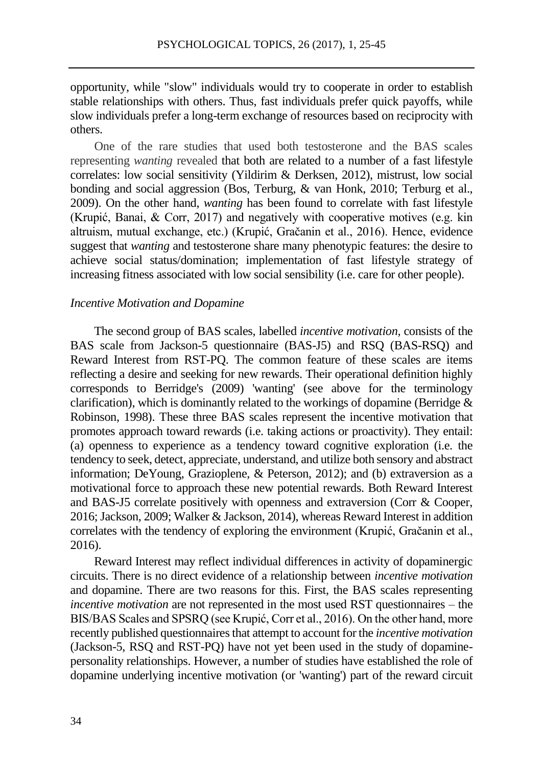opportunity, while "slow" individuals would try to cooperate in order to establish stable relationships with others. Thus, fast individuals prefer quick payoffs, while slow individuals prefer a long-term exchange of resources based on reciprocity with others.

One of the rare studies that used both testosterone and the BAS scales representing *wanting* revealed that both are related to a number of a fast lifestyle correlates: low social sensitivity (Yildirim & Derksen, 2012), mistrust, low social bonding and social aggression (Bos, Terburg, & van Honk, 2010; Terburg et al., 2009). On the other hand, *wanting* has been found to correlate with fast lifestyle (Krupić, Banai, & Corr, 2017) and negatively with cooperative motives (e.g. kin altruism, mutual exchange, etc.) (Krupić, Gračanin et al., 2016). Hence, evidence suggest that *wanting* and testosterone share many phenotypic features: the desire to achieve social status/domination; implementation of fast lifestyle strategy of increasing fitness associated with low social sensibility (i.e. care for other people).

### *Incentive Motivation and Dopamine*

The second group of BAS scales, labelled *incentive motivation*, consists of the BAS scale from Jackson-5 questionnaire (BAS-J5) and RSQ (BAS-RSQ) and Reward Interest from RST-PQ. The common feature of these scales are items reflecting a desire and seeking for new rewards. Their operational definition highly corresponds to Berridge's (2009) 'wanting' (see above for the terminology clarification), which is dominantly related to the workings of dopamine (Berridge & Robinson, 1998). These three BAS scales represent the incentive motivation that promotes approach toward rewards (i.e. taking actions or proactivity). They entail: (a) openness to experience as a tendency toward cognitive exploration (i.e. the tendency to seek, detect, appreciate, understand, and utilize both sensory and abstract information; DeYoung, Grazioplene, & Peterson, 2012); and (b) extraversion as a motivational force to approach these new potential rewards. Both Reward Interest and BAS-J5 correlate positively with openness and extraversion (Corr & Cooper, 2016; Jackson, 2009; Walker & Jackson, 2014), whereas Reward Interest in addition correlates with the tendency of exploring the environment (Krupić, Gračanin et al., 2016).

Reward Interest may reflect individual differences in activity of dopaminergic circuits. There is no direct evidence of a relationship between *incentive motivation* and dopamine. There are two reasons for this. First, the BAS scales representing *incentive motivation* are not represented in the most used RST questionnaires – the BIS/BAS Scales and SPSRQ (see Krupić, Corr et al., 2016). On the other hand, more recently published questionnaires that attempt to account for the *incentive motivation* (Jackson-5, RSQ and RST-PQ) have not yet been used in the study of dopamine-personality relationships. However, a number of studies have established the role of dopamine underlying incentive motivation (or 'wanting') part of the reward circuit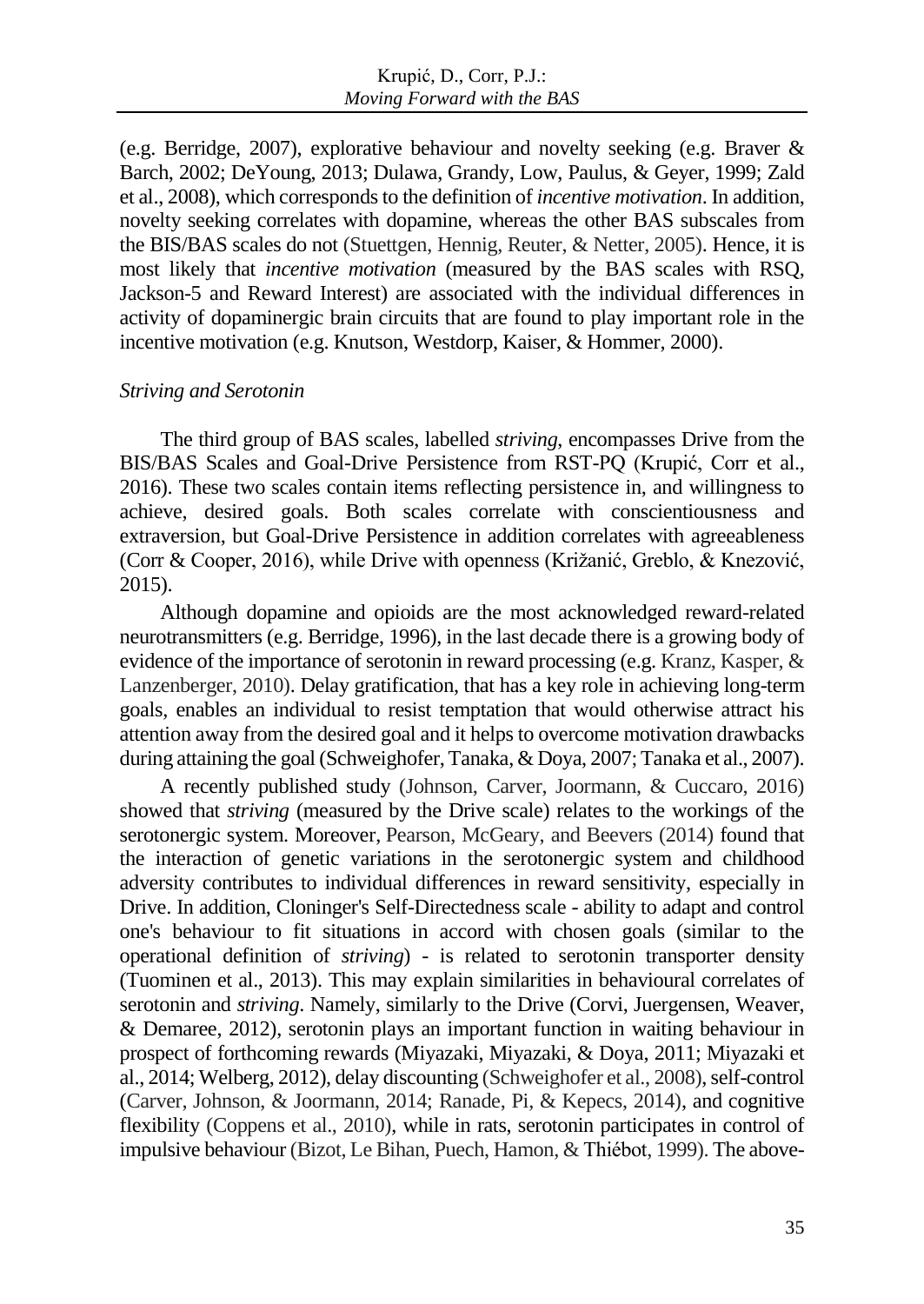(e.g. Berridge, 2007), explorative behaviour and novelty seeking (e.g. Braver & Barch, 2002; DeYoung, 2013; Dulawa, Grandy, Low, Paulus, & Geyer, 1999; Zald et al., 2008), which corresponds to the definition of *incentive motivation*. In addition, novelty seeking correlates with dopamine, whereas the other BAS subscales from the BIS/BAS scales do not (Stuettgen, Hennig, Reuter, & Netter, 2005). Hence, it is most likely that *incentive motivation* (measured by the BAS scales with RSQ, Jackson-5 and Reward Interest) are associated with the individual differences in activity of dopaminergic brain circuits that are found to play important role in the incentive motivation (e.g. Knutson, Westdorp, Kaiser, & Hommer, 2000).

*Striving and Serotonin*

The third group of BAS scales, labelled *striving*, encompasses Drive from the BIS/BAS Scales and Goal-Drive Persistence from RST-PQ (Krupić, Corr et al., 2016). These two scales contain items reflecting persistence in, and willingness to achieve, desired goals. Both scales correlate with conscientiousness and extraversion, but Goal-Drive Persistence in addition correlates with agreeableness (Corr & Cooper, 2016), while Drive with openness (Križanić, Greblo, & Knezović, 2015).

Although dopamine and opioids are the most acknowledged reward-related neurotransmitters (e.g. Berridge, 1996), in the last decade there is a growing body of evidence of the importance of serotonin in reward processing (e.g. Kranz, Kasper, & Lanzenberger, 2010). Delay gratification, that has a key role in achieving long-term goals, enables an individual to resist temptation that would otherwise attract his attention away from the desired goal and it helps to overcome motivation drawbacks during attaining the goal (Schweighofer, Tanaka, & Doya, 2007; Tanaka et al., 2007).

A recently published study (Johnson, Carver, Joormann, & Cuccaro, 2016) showed that *striving* (measured by the Drive scale) relates to the workings of the serotonergic system. Moreover, Pearson, McGeary, and Beevers (2014) found that the interaction of genetic variations in the serotonergic system and childhood adversity contributes to individual differences in reward sensitivity, especially in Drive. In addition, Cloninger's Self-Directedness scale - ability to adapt and control one's behaviour to fit situations in accord with chosen goals (similar to the operational definition of *striving*) - is related to serotonin transporter density (Tuominen et al., 2013). This may explain similarities in behavioural correlates of serotonin and *striving*. Namely, similarly to the Drive (Corvi, Juergensen, Weaver, & Demaree, 2012), serotonin plays an important function in waiting behaviour in prospect of forthcoming rewards (Miyazaki, Miyazaki, & Doya, 2011; Miyazaki et al., 2014; Welberg, 2012), delay discounting (Schweighofer et al., 2008), self-control (Carver, Johnson, & Joormann, 2014; Ranade, Pi, & Kepecs, 2014), and cognitive flexibility (Coppens et al., 2010), while in rats, serotonin participates in control of impulsive behaviour (Bizot, Le Bihan, Puech, Hamon, & Thiébot, 1999). The above-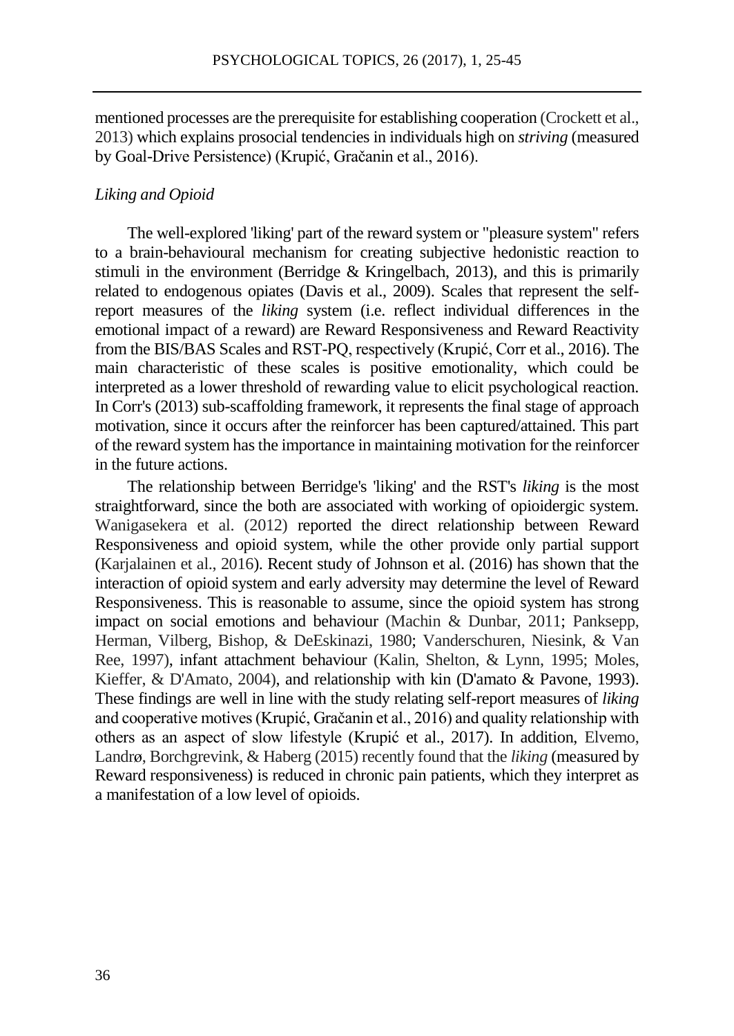mentioned processes are the prerequisite for establishing cooperation (Crockett et al., 2013) which explains prosocial tendencies in individuals high on *striving* (measured by Goal-Drive Persistence) (Krupić, Gračanin et al., 2016).

### *Liking and Opioid*

The well-explored 'liking' part of the reward system or "pleasure system" refers to a brain-behavioural mechanism for creating subjective hedonistic reaction to stimuli in the environment (Berridge & Kringelbach, 2013), and this is primarily related to endogenous opiates (Davis et al., 2009). Scales that represent the self-report measures of the *liking* system (i.e. reflect individual differences in the emotional impact of a reward) are Reward Responsiveness and Reward Reactivity from the BIS/BAS Scales and RST-PQ, respectively (Krupić, Corr et al., 2016). The main characteristic of these scales is positive emotionality, which could be interpreted as a lower threshold of rewarding value to elicit psychological reaction. In Corr's (2013) sub-scaffolding framework, it represents the final stage of approach motivation, since it occurs after the reinforcer has been captured/attained. This part of the reward system has the importance in maintaining motivation for the reinforcer in the future actions.

The relationship between Berridge's 'liking' and the RST's *liking* is the most straightforward, since the both are associated with working of opioidergic system. Wanigasekera et al. (2012) reported the direct relationship between Reward Responsiveness and opioid system, while the other provide only partial support (Karjalainen et al., 2016). Recent study of Johnson et al. (2016) has shown that the interaction of opioid system and early adversity may determine the level of Reward Responsiveness. This is reasonable to assume, since the opioid system has strong impact on social emotions and behaviour (Machin & Dunbar, 2011; Panksepp, Herman, Vilberg, Bishop, & DeEskinazi, 1980; Vanderschuren, Niesink, & Van Ree, 1997), infant attachment behaviour (Kalin, Shelton, & Lynn, 1995; Moles, Kieffer, & D'Amato, 2004), and relationship with kin (D'amato & Pavone, 1993). These findings are well in line with the study relating self-report measures of *liking* and cooperative motives (Krupić, Gračanin et al., 2016) and quality relationship with others as an aspect of slow lifestyle (Krupić et al., 2017). In addition, Elvemo, Landrø, Borchgrevink, & Haberg (2015) recently found that the *liking* (measured by Reward responsiveness) is reduced in chronic pain patients, which they interpret as a manifestation of a low level of opioids.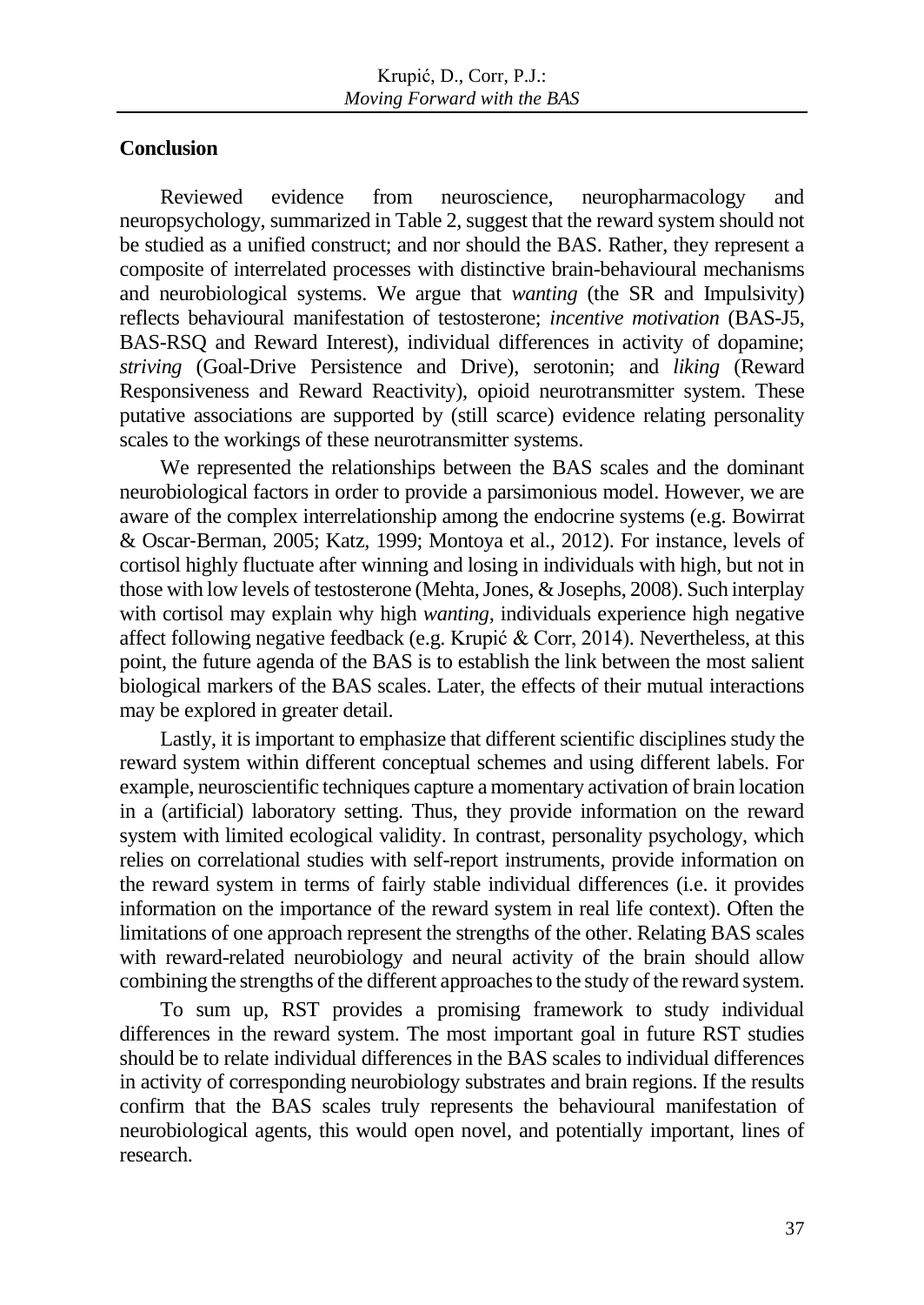## Conclusion

Reviewed evidence from neuroscience, neuropharmacology and neuropsychology, summarized in Table 2, suggest that the reward system should not be studied as a unified construct; and nor should the BAS. Rather, they represent a composite of interrelated processes with distinctive brain-behavioural mechanisms and neurobiological systems. We argue that *wanting* (the SR and Impulsivity) reflects behavioural manifestation of testosterone; *incentive motivation* (BAS-J5, BAS-RSQ and Reward Interest), individual differences in activity of dopamine; *striving* (Goal-Drive Persistence and Drive), serotonin; and *liking* (Reward Responsiveness and Reward Reactivity), opioid neurotransmitter system. These putative associations are supported by (still scarce) evidence relating personality scales to the workings of these neurotransmitter systems.

We represented the relationships between the BAS scales and the dominant neurobiological factors in order to provide a parsimonious model. However, we are aware of the complex interrelationship among the endocrine systems (e.g. Bowirrat & Oscar-Berman, 2005; Katz, 1999; Montoya et al., 2012). For instance, levels of cortisol highly fluctuate after winning and losing in individuals with high, but not in those with low levels of testosterone (Mehta, Jones, & Josephs, 2008). Such interplay with cortisol may explain why high *wanting*, individuals experience high negative affect following negative feedback (e.g. Krupić & Corr, 2014). Nevertheless, at this point, the future agenda of the BAS is to establish the link between the most salient biological markers of the BAS scales. Later, the effects of their mutual interactions may be explored in greater detail.

Lastly, it is important to emphasize that different scientific disciplines study the reward system within different conceptual schemes and using different labels. For example, neuroscientific techniques capture a momentary activation of brain location in a (artificial) laboratory setting. Thus, they provide information on the reward system with limited ecological validity. In contrast, personality psychology, which relies on correlational studies with self-report instruments, provide information on the reward system in terms of fairly stable individual differences (i.e. it provides information on the importance of the reward system in real life context). Often the limitations of one approach represent the strengths of the other. Relating BAS scales with reward-related neurobiology and neural activity of the brain should allow combining the strengths of the different approaches to the study of the reward system.

To sum up, RST provides a promising framework to study individual differences in the reward system. The most important goal in future RST studies should be to relate individual differences in the BAS scales to individual differences in activity of corresponding neurobiology substrates and brain regions. If the results confirm that the BAS scales truly represents the behavioural manifestation of neurobiological agents, this would open novel, and potentially important, lines of research.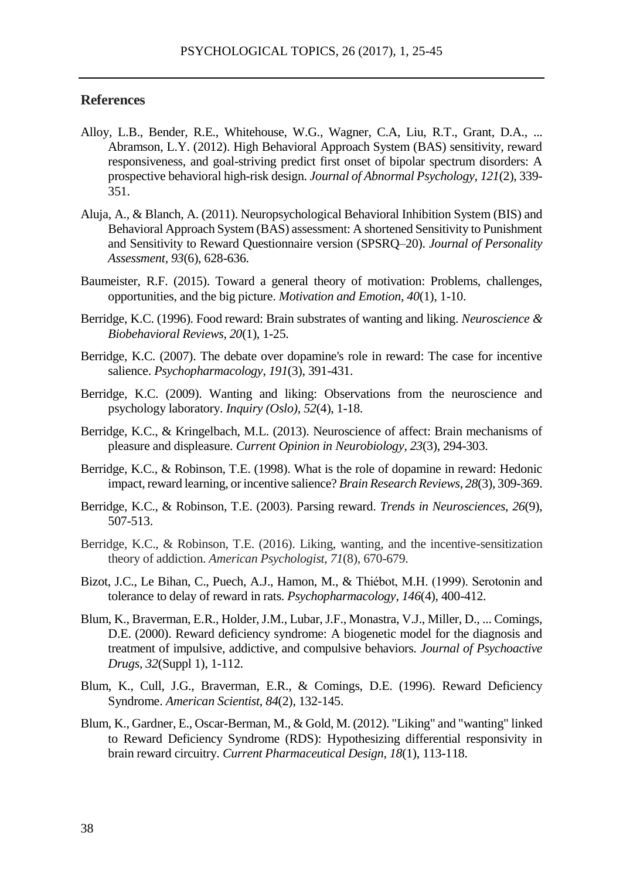## References

Alloy, L.B., Bender, R.E., Whitehouse, W.G., Wagner, C.A, Liu, R.T., Grant, D.A., ... Abramson, L.Y. (2012). High Behavioral Approach System (BAS) sensitivity, reward responsiveness, and goal-striving predict first onset of bipolar spectrum disorders: A prospective behavioral high-risk design. *Journal of Abnormal Psychology*, *121*(2), 339-351.

Aluja, A., & Blanch, A. (2011). Neuropsychological Behavioral Inhibition System (BIS) and Behavioral Approach System (BAS) assessment: A shortened Sensitivity to Punishment and Sensitivity to Reward Questionnaire version (SPSRQ–20). *Journal of Personality Assessment*, *93*(6), 628-636.

Baumeister, R.F. (2015). Toward a general theory of motivation: Problems, challenges, opportunities, and the big picture. *Motivation and Emotion*, *40*(1), 1-10.

Berridge, K.C. (1996). Food reward: Brain substrates of wanting and liking. *Neuroscience & Biobehavioral Reviews*, *20*(1), 1-25.

Berridge, K.C. (2007). The debate over dopamine's role in reward: The case for incentive salience. *Psychopharmacology*, *191*(3), 391-431.

Berridge, K.C. (2009). Wanting and liking: Observations from the neuroscience and psychology laboratory. *Inquiry (Oslo)*, *52*(4), 1-18.

Berridge, K.C., & Kringelbach, M.L. (2013). Neuroscience of affect: Brain mechanisms of pleasure and displeasure. *Current Opinion in Neurobiology*, *23*(3), 294-303.

Berridge, K.C., & Robinson, T.E. (1998). What is the role of dopamine in reward: Hedonic impact, reward learning, or incentive salience? *Brain Research Reviews*, *28*(3), 309-369.

Berridge, K.C., & Robinson, T.E. (2003). Parsing reward. *Trends in Neurosciences*, *26*(9), 507-513.

Berridge, K.C., & Robinson, T.E. (2016). Liking, wanting, and the incentive-sensitization theory of addiction. *American Psychologist*, *71*(8), 670-679.

Bizot, J.C., Le Bihan, C., Puech, A.J., Hamon, M., & Thiébot, M.H. (1999). Serotonin and tolerance to delay of reward in rats. *Psychopharmacology*, *146*(4), 400-412.

Blum, K., Braverman, E.R., Holder, J.M., Lubar, J.F., Monastra, V.J., Miller, D., ... Comings, D.E. (2000). Reward deficiency syndrome: A biogenetic model for the diagnosis and treatment of impulsive, addictive, and compulsive behaviors. *Journal of Psychoactive Drugs*, *32*(Suppl 1), 1-112.

Blum, K., Cull, J.G., Braverman, E.R., & Comings, D.E. (1996). Reward Deficiency Syndrome. *American Scientist*, *84*(2), 132-145.

Blum, K., Gardner, E., Oscar-Berman, M., & Gold, M. (2012). "Liking" and "wanting" linked to Reward Deficiency Syndrome (RDS): Hypothesizing differential responsivity in brain reward circuitry. *Current Pharmaceutical Design*, *18*(1), 113-118.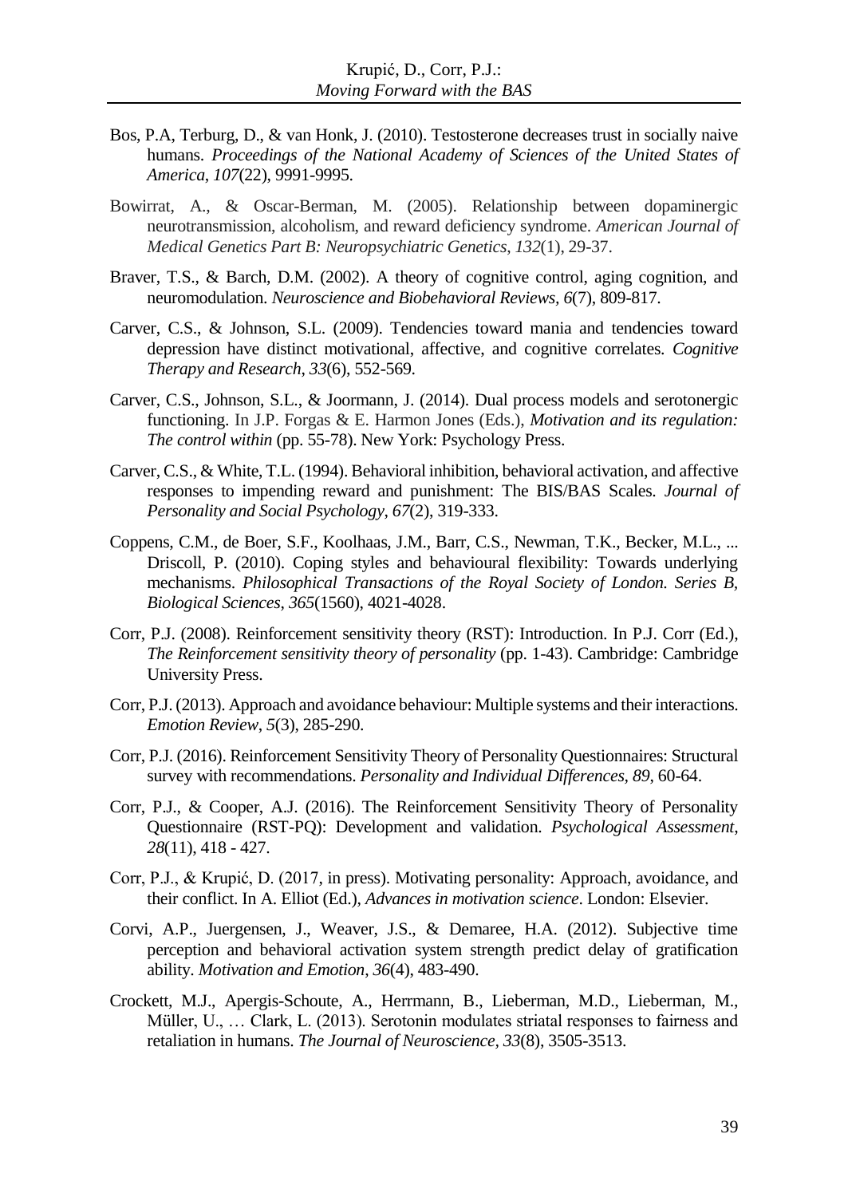Bos, P.A, Terburg, D., & van Honk, J. (2010). Testosterone decreases trust in socially naive humans. *Proceedings of the National Academy of Sciences of the United States of America*, *107*(22), 9991-9995.

Bowirrat, A., & Oscar-Berman, M. (2005). Relationship between dopaminergic neurotransmission, alcoholism, and reward deficiency syndrome. *American Journal of Medical Genetics Part B: Neuropsychiatric Genetics*, *132*(1), 29-37.

Braver, T.S., & Barch, D.M. (2002). A theory of cognitive control, aging cognition, and neuromodulation. *Neuroscience and Biobehavioral Reviews*, *6*(7), 809-817.

Carver, C.S., & Johnson, S.L. (2009). Tendencies toward mania and tendencies toward depression have distinct motivational, affective, and cognitive correlates. *Cognitive Therapy and Research*, *33*(6), 552-569.

Carver, C.S., Johnson, S.L., & Joormann, J. (2014). Dual process models and serotonergic functioning. In J.P. Forgas & E. Harmon Jones (Eds.), *Motivation and its regulation: The control within* (pp. 55-78). New York: Psychology Press.

Carver, C.S., & White, T.L. (1994). Behavioral inhibition, behavioral activation, and affective responses to impending reward and punishment: The BIS/BAS Scales. *Journal of Personality and Social Psychology*, *67*(2), 319-333.

Coppens, C.M., de Boer, S.F., Koolhaas, J.M., Barr, C.S., Newman, T.K., Becker, M.L., ... Driscoll, P. (2010). Coping styles and behavioural flexibility: Towards underlying mechanisms. *Philosophical Transactions of the Royal Society of London. Series B, Biological Sciences*, *365*(1560), 4021-4028.

Corr, P.J. (2008). Reinforcement sensitivity theory (RST): Introduction. In P.J. Corr (Ed.), *The Reinforcement sensitivity theory of personality* (pp. 1-43). Cambridge: Cambridge University Press.

Corr, P.J. (2013). Approach and avoidance behaviour: Multiple systems and their interactions. *Emotion Review*, *5*(3), 285-290.

Corr, P.J. (2016). Reinforcement Sensitivity Theory of Personality Questionnaires: Structural survey with recommendations. *Personality and Individual Differences, 89*, 60-64.

Corr, P.J., & Cooper, A.J. (2016). The Reinforcement Sensitivity Theory of Personality Questionnaire (RST-PQ): Development and validation. *Psychological Assessment*, *28*(11), 418 - 427.

Corr, P.J., & Krupić, D. (2017, in press). Motivating personality: Approach, avoidance, and their conflict. In A. Elliot (Ed.), *Advances in motivation science*. London: Elsevier.

Corvi, A.P., Juergensen, J., Weaver, J.S., & Demaree, H.A. (2012). Subjective time perception and behavioral activation system strength predict delay of gratification ability. *Motivation and Emotion*, *36*(4), 483-490.

Crockett, M.J., Apergis-Schoute, A., Herrmann, B., Lieberman, M.D., Lieberman, M., Müller, U., … Clark, L. (2013). Serotonin modulates striatal responses to fairness and retaliation in humans. *The Journal of Neuroscience, 33*(8), 3505-3513.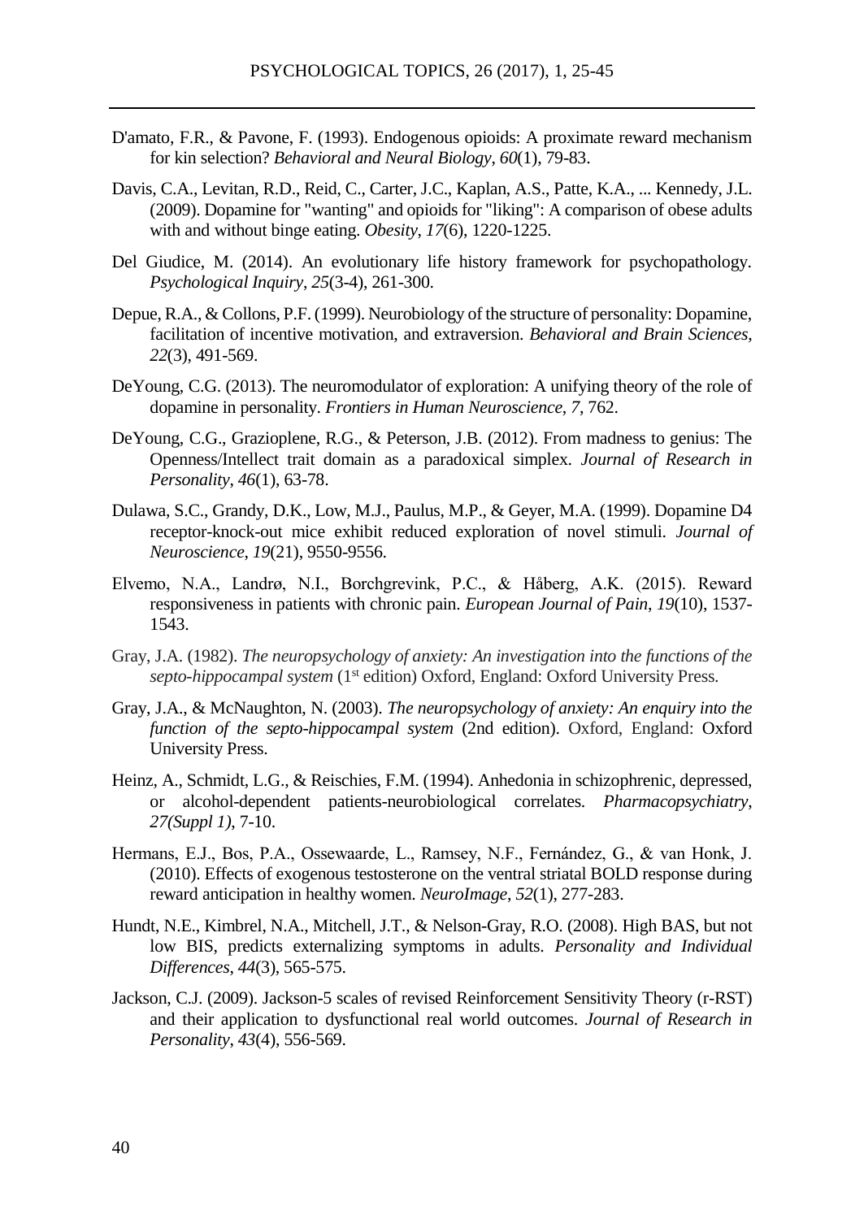D'amato, F.R., & Pavone, F. (1993). Endogenous opioids: A proximate reward mechanism for kin selection? *Behavioral and Neural Biology*, *60*(1), 79-83.

Davis, C.A., Levitan, R.D., Reid, C., Carter, J.C., Kaplan, A.S., Patte, K.A., ... Kennedy, J.L. (2009). Dopamine for "wanting" and opioids for "liking": A comparison of obese adults with and without binge eating. *Obesity*, *17*(6), 1220-1225.

Del Giudice, M. (2014). An evolutionary life history framework for psychopathology. *Psychological Inquiry*, *25*(3-4), 261-300.

Depue, R.A., & Collons, P.F. (1999). Neurobiology of the structure of personality: Dopamine, facilitation of incentive motivation, and extraversion. *Behavioral and Brain Sciences*, *22*(3), 491-569.

DeYoung, C.G. (2013). The neuromodulator of exploration: A unifying theory of the role of dopamine in personality. *Frontiers in Human Neuroscience*, *7*, 762.

DeYoung, C.G., Grazioplene, R.G., & Peterson, J.B. (2012). From madness to genius: The Openness/Intellect trait domain as a paradoxical simplex. *Journal of Research in Personality*, *46*(1), 63-78.

Dulawa, S.C., Grandy, D.K., Low, M.J., Paulus, M.P., & Geyer, M.A. (1999). Dopamine D4 receptor-knock-out mice exhibit reduced exploration of novel stimuli. *Journal of Neuroscience*, *19*(21), 9550-9556.

Elvemo, N.A., Landrø, N.I., Borchgrevink, P.C., & Håberg, A.K. (2015). Reward responsiveness in patients with chronic pain. *European Journal of Pain*, *19*(10), 1537-1543.

Gray, J.A. (1982). *The neuropsychology of anxiety: An investigation into the functions of the septo-hippocampal system* (1st edition) Oxford, England: Oxford University Press.

Gray, J.A., & McNaughton, N. (2003). *The neuropsychology of anxiety: An enquiry into the function of the septo-hippocampal system* (2nd edition). Oxford, England: Oxford University Press.

Heinz, A., Schmidt, L.G., & Reischies, F.M. (1994). Anhedonia in schizophrenic, depressed, or alcohol-dependent patients-neurobiological correlates. *Pharmacopsychiatry*, *27(Suppl 1)*, 7-10.

Hermans, E.J., Bos, P.A., Ossewaarde, L., Ramsey, N.F., Fernández, G., & van Honk, J. (2010). Effects of exogenous testosterone on the ventral striatal BOLD response during reward anticipation in healthy women. *NeuroImage*, *52*(1), 277-283.

Hundt, N.E., Kimbrel, N.A., Mitchell, J.T., & Nelson-Gray, R.O. (2008). High BAS, but not low BIS, predicts externalizing symptoms in adults. *Personality and Individual Differences*, *44*(3), 565-575.

Jackson, C.J. (2009). Jackson-5 scales of revised Reinforcement Sensitivity Theory (r-RST) and their application to dysfunctional real world outcomes. *Journal of Research in Personality*, *43*(4), 556-569.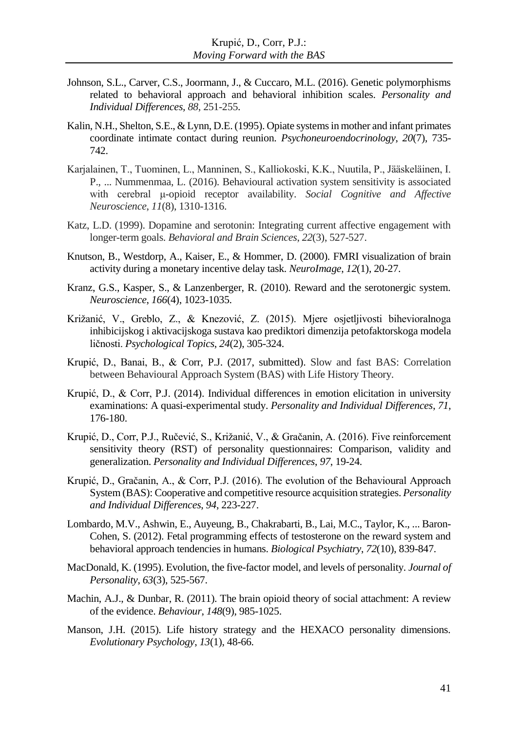Johnson, S.L., Carver, C.S., Joormann, J., & Cuccaro, M.L. (2016). Genetic polymorphisms related to behavioral approach and behavioral inhibition scales. *Personality and Individual Differences*, *88*, 251-255.

Kalin, N.H., Shelton, S.E., & Lynn, D.E. (1995). Opiate systems in mother and infant primates coordinate intimate contact during reunion. *Psychoneuroendocrinology*, *20*(7), 735-742.

Karjalainen, T., Tuominen, L., Manninen, S., Kalliokoski, K.K., Nuutila, P., Jääskeläinen, I. P., ... Nummenmaa, L. (2016). Behavioural activation system sensitivity is associated with cerebral μ-opioid receptor availability. *Social Cognitive and Affective Neuroscience*, *11*(8), 1310-1316.

Katz, L.D. (1999). Dopamine and serotonin: Integrating current affective engagement with longer-term goals. *Behavioral and Brain Sciences*, *22*(3), 527-527.

Knutson, B., Westdorp, A., Kaiser, E., & Hommer, D. (2000). FMRI visualization of brain activity during a monetary incentive delay task. *NeuroImage*, *12*(1), 20-27.

Kranz, G.S., Kasper, S., & Lanzenberger, R. (2010). Reward and the serotonergic system. *Neuroscience*, *166*(4), 1023-1035.

Križanić, V., Greblo, Z., & Knezović, Z. (2015). Mjere osjetljivosti bihevioralnoga inhibicijskog i aktivacijskoga sustava kao prediktori dimenzija petofaktorskoga modela ličnosti. *Psychological Topics*, *24*(2), 305-324.

Krupić, D., Banai, B., & Corr, P.J. (2017, submitted). Slow and fast BAS: Correlation between Behavioural Approach System (BAS) with Life History Theory.

Krupić, D., & Corr, P.J. (2014). Individual differences in emotion elicitation in university examinations: A quasi-experimental study. *Personality and Individual Differences*, *71*, 176-180.

Krupić, D., Corr, P.J., Ručević, S., Križanić, V., & Gračanin, A. (2016). Five reinforcement sensitivity theory (RST) of personality questionnaires: Comparison, validity and generalization. *Personality and Individual Differences*, *97*, 19-24.

Krupić, D., Gračanin, A., & Corr, P.J. (2016). The evolution of the Behavioural Approach System (BAS): Cooperative and competitive resource acquisition strategies. *Personality and Individual Differences*, *94*, 223-227.

Lombardo, M.V., Ashwin, E., Auyeung, B., Chakrabarti, B., Lai, M.C., Taylor, K., ... Baron-Cohen, S. (2012). Fetal programming effects of testosterone on the reward system and behavioral approach tendencies in humans. *Biological Psychiatry*, *72*(10), 839-847.

MacDonald, K. (1995). Evolution, the five-factor model, and levels of personality. *Journal of Personality*, *63*(3), 525-567.

Machin, A.J., & Dunbar, R. (2011). The brain opioid theory of social attachment: A review of the evidence. *Behaviour*, *148*(9), 985-1025.

Manson, J.H. (2015). Life history strategy and the HEXACO personality dimensions. *Evolutionary Psychology*, *13*(1), 48-66.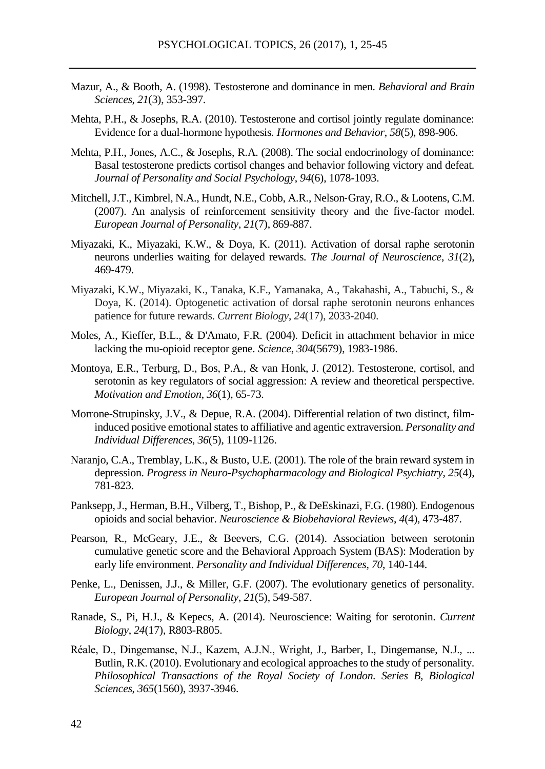Mazur, A., & Booth, A. (1998). Testosterone and dominance in men. *Behavioral and Brain Sciences*, *21*(3), 353-397.

Mehta, P.H., & Josephs, R.A. (2010). Testosterone and cortisol jointly regulate dominance: Evidence for a dual-hormone hypothesis. *Hormones and Behavior*, *58*(5), 898-906.

Mehta, P.H., Jones, A.C., & Josephs, R.A. (2008). The social endocrinology of dominance: Basal testosterone predicts cortisol changes and behavior following victory and defeat. *Journal of Personality and Social Psychology*, *94*(6), 1078-1093.

Mitchell, J.T., Kimbrel, N.A., Hundt, N.E., Cobb, A.R., Nelson-Gray, R.O., & Lootens, C.M. (2007). An analysis of reinforcement sensitivity theory and the five-factor model. *European Journal of Personality*, *21*(7), 869-887.

Miyazaki, K., Miyazaki, K.W., & Doya, K. (2011). Activation of dorsal raphe serotonin neurons underlies waiting for delayed rewards. *The Journal of Neuroscience*, *31*(2), 469-479.

Miyazaki, K.W., Miyazaki, K., Tanaka, K.F., Yamanaka, A., Takahashi, A., Tabuchi, S., & Doya, K. (2014). Optogenetic activation of dorsal raphe serotonin neurons enhances patience for future rewards. *Current Biology*, *24*(17), 2033-2040.

Moles, A., Kieffer, B.L., & D'Amato, F.R. (2004). Deficit in attachment behavior in mice lacking the mu-opioid receptor gene. *Science*, *304*(5679), 1983-1986.

Montoya, E.R., Terburg, D., Bos, P.A., & van Honk, J. (2012). Testosterone, cortisol, and serotonin as key regulators of social aggression: A review and theoretical perspective. *Motivation and Emotion*, *36*(1), 65-73.

Morrone-Strupinsky, J.V., & Depue, R.A. (2004). Differential relation of two distinct, film-induced positive emotional states to affiliative and agentic extraversion. *Personality and Individual Differences*, *36*(5), 1109-1126.

Naranjo, C.A., Tremblay, L.K., & Busto, U.E. (2001). The role of the brain reward system in depression. *Progress in Neuro-Psychopharmacology and Biological Psychiatry*, *25*(4), 781-823.

Panksepp, J., Herman, B.H., Vilberg, T., Bishop, P., & DeEskinazi, F.G. (1980). Endogenous opioids and social behavior. *Neuroscience & Biobehavioral Reviews*, *4*(4), 473-487.

Pearson, R., McGeary, J.E., & Beevers, C.G. (2014). Association between serotonin cumulative genetic score and the Behavioral Approach System (BAS): Moderation by early life environment. *Personality and Individual Differences*, *70*, 140-144.

Penke, L., Denissen, J.J., & Miller, G.F. (2007). The evolutionary genetics of personality. *European Journal of Personality*, *21*(5), 549-587.

Ranade, S., Pi, H.J., & Kepecs, A. (2014). Neuroscience: Waiting for serotonin. *Current Biology*, *24*(17), R803-R805.

Réale, D., Dingemanse, N.J., Kazem, A.J.N., Wright, J., Barber, I., Dingemanse, N.J., ... Butlin, R.K. (2010). Evolutionary and ecological approaches to the study of personality. *Philosophical Transactions of the Royal Society of London. Series B, Biological Sciences*, *365*(1560), 3937-3946.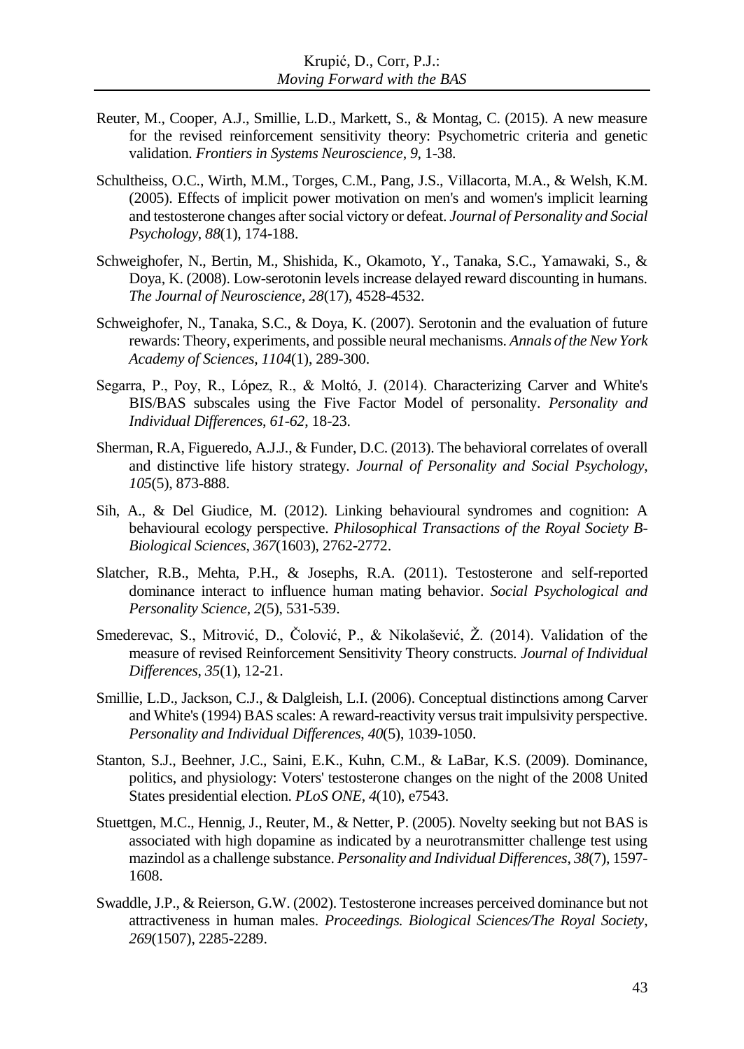Reuter, M., Cooper, A.J., Smillie, L.D., Markett, S., & Montag, C. (2015). A new measure for the revised reinforcement sensitivity theory: Psychometric criteria and genetic validation. *Frontiers in Systems Neuroscience*, *9*, 1-38.

Schultheiss, O.C., Wirth, M.M., Torges, C.M., Pang, J.S., Villacorta, M.A., & Welsh, K.M. (2005). Effects of implicit power motivation on men's and women's implicit learning and testosterone changes after social victory or defeat. *Journal of Personality and Social Psychology*, *88*(1), 174-188.

Schweighofer, N., Bertin, M., Shishida, K., Okamoto, Y., Tanaka, S.C., Yamawaki, S., & Doya, K. (2008). Low-serotonin levels increase delayed reward discounting in humans. *The Journal of Neuroscience*, *28*(17), 4528-4532.

Schweighofer, N., Tanaka, S.C., & Doya, K. (2007). Serotonin and the evaluation of future rewards: Theory, experiments, and possible neural mechanisms. *Annals of the New York Academy of Sciences*, *1104*(1), 289-300.

Segarra, P., Poy, R., López, R., & Moltó, J. (2014). Characterizing Carver and White's BIS/BAS subscales using the Five Factor Model of personality. *Personality and Individual Differences*, *61-62*, 18-23.

Sherman, R.A, Figueredo, A.J.J., & Funder, D.C. (2013). The behavioral correlates of overall and distinctive life history strategy. *Journal of Personality and Social Psychology*, *105*(5), 873-888.

Sih, A., & Del Giudice, M. (2012). Linking behavioural syndromes and cognition: A behavioural ecology perspective. *Philosophical Transactions of the Royal Society B-Biological Sciences*, *367*(1603), 2762-2772.

Slatcher, R.B., Mehta, P.H., & Josephs, R.A. (2011). Testosterone and self-reported dominance interact to influence human mating behavior. *Social Psychological and Personality Science*, *2*(5), 531-539.

Smederevac, S., Mitrović, D., Čolović, P., & Nikolašević, Ž. (2014). Validation of the measure of revised Reinforcement Sensitivity Theory constructs. *Journal of Individual Differences*, *35*(1), 12-21.

Smillie, L.D., Jackson, C.J., & Dalgleish, L.I. (2006). Conceptual distinctions among Carver and White's (1994) BAS scales: A reward-reactivity versus trait impulsivity perspective. *Personality and Individual Differences*, *40*(5), 1039-1050.

Stanton, S.J., Beehner, J.C., Saini, E.K., Kuhn, C.M., & LaBar, K.S. (2009). Dominance, politics, and physiology: Voters' testosterone changes on the night of the 2008 United States presidential election. *PLoS ONE*, *4*(10), e7543.

Stuettgen, M.C., Hennig, J., Reuter, M., & Netter, P. (2005). Novelty seeking but not BAS is associated with high dopamine as indicated by a neurotransmitter challenge test using mazindol as a challenge substance. *Personality and Individual Differences*, *38*(7), 1597-1608.

Swaddle, J.P., & Reierson, G.W. (2002). Testosterone increases perceived dominance but not attractiveness in human males. *Proceedings. Biological Sciences/The Royal Society*, *269*(1507), 2285-2289.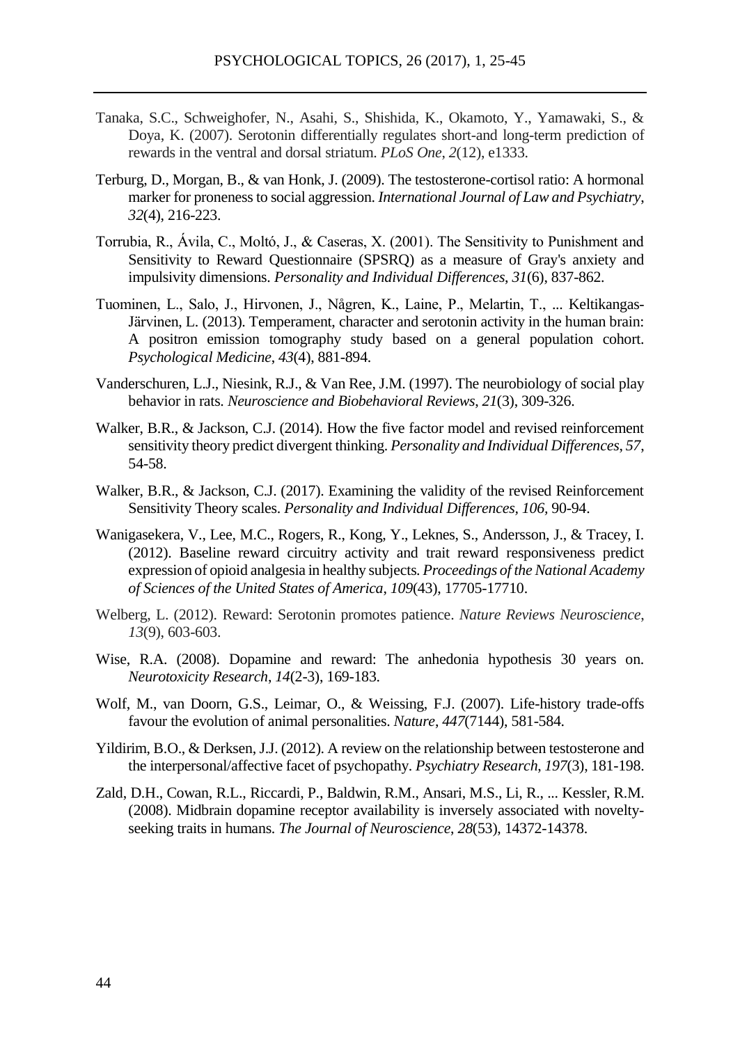Tanaka, S.C., Schweighofer, N., Asahi, S., Shishida, K., Okamoto, Y., Yamawaki, S., & Doya, K. (2007). Serotonin differentially regulates short-and long-term prediction of rewards in the ventral and dorsal striatum. *PLoS One*, *2*(12), e1333.

Terburg, D., Morgan, B., & van Honk, J. (2009). The testosterone-cortisol ratio: A hormonal marker for proneness to social aggression. *International Journal of Law and Psychiatry*, *32*(4), 216-223.

Torrubia, R., Ávila, C., Moltó, J., & Caseras, X. (2001). The Sensitivity to Punishment and Sensitivity to Reward Questionnaire (SPSRQ) as a measure of Gray's anxiety and impulsivity dimensions. *Personality and Individual Differences*, *31*(6), 837-862.

Tuominen, L., Salo, J., Hirvonen, J., Någren, K., Laine, P., Melartin, T., ... Keltikangas-Järvinen, L. (2013). Temperament, character and serotonin activity in the human brain: A positron emission tomography study based on a general population cohort. *Psychological Medicine*, *43*(4), 881-894.

Vanderschuren, L.J., Niesink, R.J., & Van Ree, J.M. (1997). The neurobiology of social play behavior in rats. *Neuroscience and Biobehavioral Reviews*, *21*(3), 309-326.

Walker, B.R., & Jackson, C.J. (2014). How the five factor model and revised reinforcement sensitivity theory predict divergent thinking. *Personality and Individual Differences*, *57*, 54-58.

Walker, B.R., & Jackson, C.J. (2017). Examining the validity of the revised Reinforcement Sensitivity Theory scales. *Personality and Individual Differences*, *106*, 90-94.

Wanigasekera, V., Lee, M.C., Rogers, R., Kong, Y., Leknes, S., Andersson, J., & Tracey, I. (2012). Baseline reward circuitry activity and trait reward responsiveness predict expression of opioid analgesia in healthy subjects. *Proceedings of the National Academy of Sciences of the United States of America*, *109*(43), 17705-17710.

Welberg, L. (2012). Reward: Serotonin promotes patience. *Nature Reviews Neuroscience*, *13*(9), 603-603.

Wise, R.A. (2008). Dopamine and reward: The anhedonia hypothesis 30 years on. *Neurotoxicity Research*, *14*(2-3), 169-183.

Wolf, M., van Doorn, G.S., Leimar, O., & Weissing, F.J. (2007). Life-history trade-offs favour the evolution of animal personalities. *Nature*, *447*(7144), 581-584.

Yildirim, B.O., & Derksen, J.J. (2012). A review on the relationship between testosterone and the interpersonal/affective facet of psychopathy. *Psychiatry Research*, *197*(3), 181-198.

Zald, D.H., Cowan, R.L., Riccardi, P., Baldwin, R.M., Ansari, M.S., Li, R., ... Kessler, R.M. (2008). Midbrain dopamine receptor availability is inversely associated with novelty-seeking traits in humans. *The Journal of Neuroscience*, *28*(53), 14372-14378.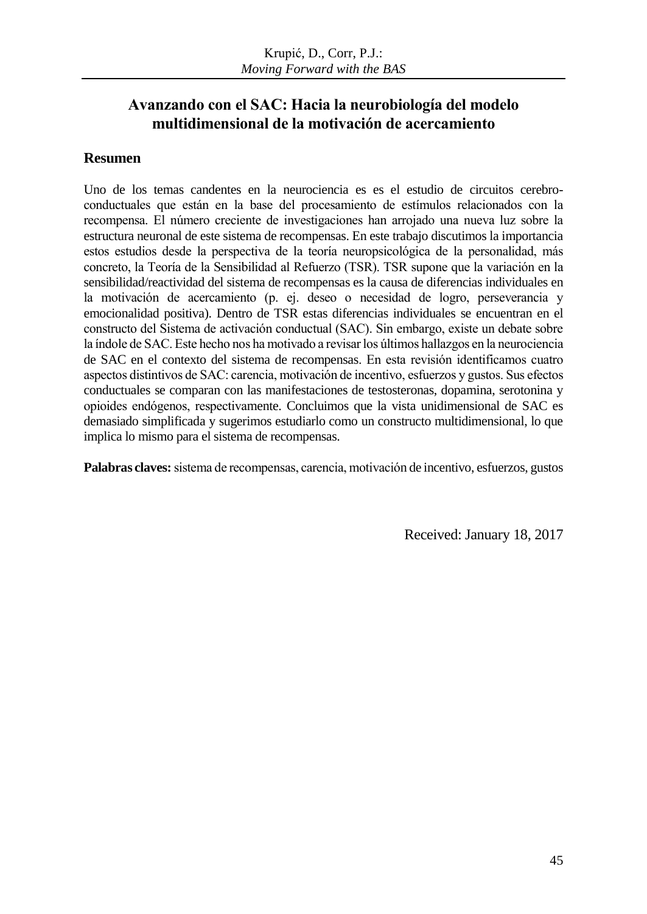## Avanzando con el SAC: Hacia la neurobiología del modelo multidimensional de la motivación de acercamiento

### Resumen

Uno de los temas candentes en la neurociencia es es el estudio de circuitos cerebro-conductuales que están en la base del procesamiento de estímulos relacionados con la recompensa. El número creciente de investigaciones han arrojado una nueva luz sobre la estructura neuronal de este sistema de recompensas. En este trabajo discutimos la importancia estos estudios desde la perspectiva de la teoría neuropsicológica de la personalidad, más concreto, la Teoría de la Sensibilidad al Refuerzo (TSR). TSR supone que la variación en la sensibilidad/reactividad del sistema de recompensas es la causa de diferencias individuales en la motivación de acercamiento (p. ej. deseo o necesidad de logro, perseverancia y emocionalidad positiva). Dentro de TSR estas diferencias individuales se encuentran en el constructo del Sistema de activación conductual (SAC). Sin embargo, existe un debate sobre la índole de SAC. Este hecho nos ha motivado a revisar los últimos hallazgos en la neurociencia de SAC en el contexto del sistema de recompensas. En esta revisión identificamos cuatro aspectos distintivos de SAC: carencia, motivación de incentivo, esfuerzos y gustos. Sus efectos conductuales se comparan con las manifestaciones de testosteronas, dopamina, serotonina y opioides endógenos, respectivamente. Concluimos que la vista unidimensional de SAC es demasiado simplificada y sugerimos estudiarlo como un constructo multidimensional, lo que implica lo mismo para el sistema de recompensas.

**Palabras claves:** sistema de recompensas, carencia, motivación de incentivo, esfuerzos, gustos

Received: January 18, 2017